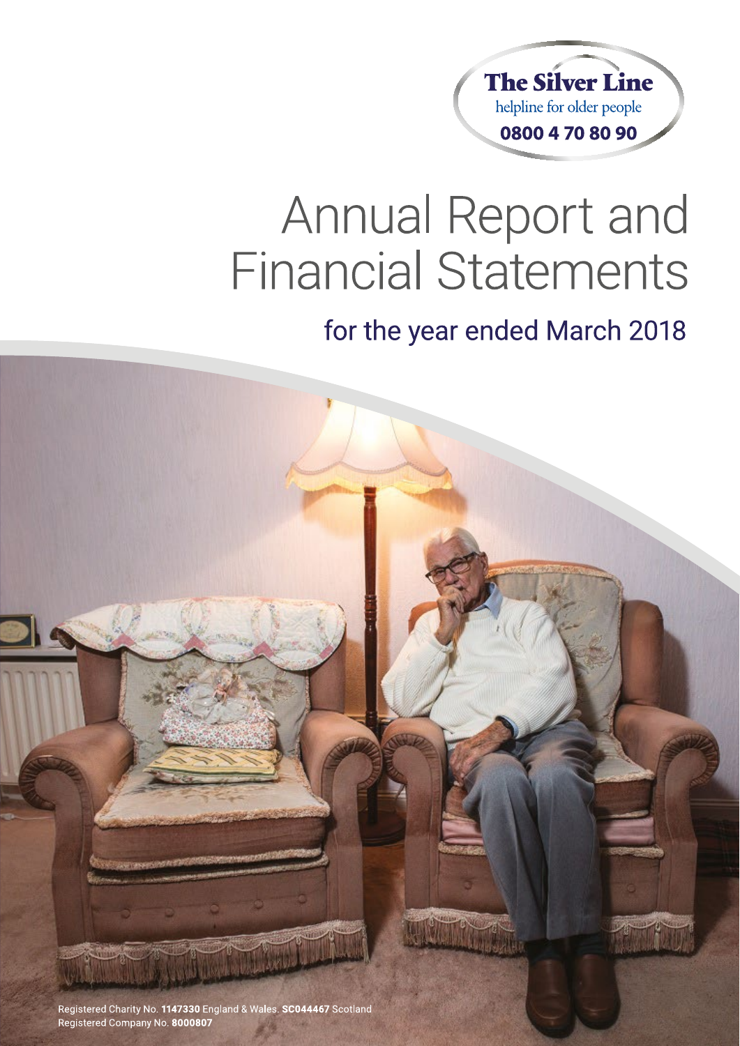The Silver Line

helpline for older people

0800 4 70 80 90

# Annual Report and Financial Statements

## for the year ended March 2018

Registered Charity No. **1147330** England & Wales. **SC044467** Scotland
Registered Company No. **8000807**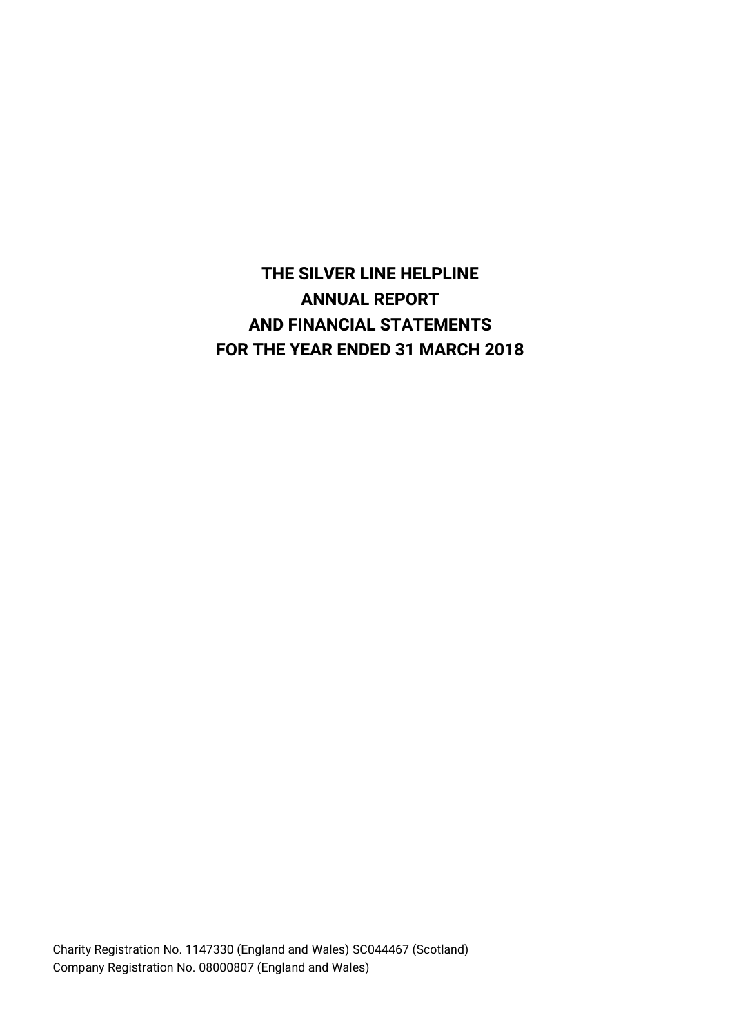# THE SILVER LINE HELPLINE
# ANNUAL REPORT
# AND FINANCIAL STATEMENTS
# FOR THE YEAR ENDED 31 MARCH 2018

Charity Registration No. 1147330 (England and Wales) SC044467 (Scotland)
Company Registration No. 08000807 (England and Wales)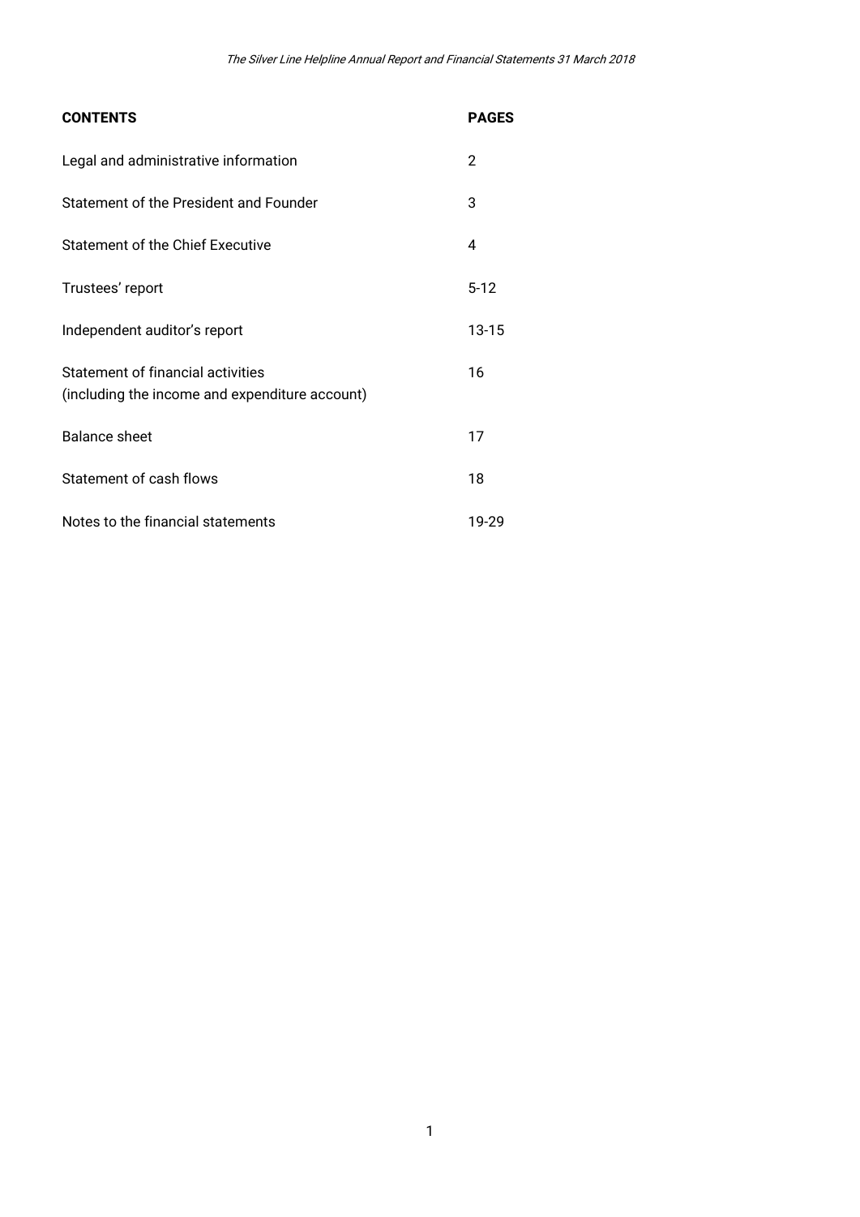| CONTENTS | PAGES |
| --- | --- |
| Legal and administrative information | 2 |
| Statement of the President and Founder | 3 |
| Statement of the Chief Executive | 4 |
| Trustees' report | 5-12 |
| Independent auditor's report | 13-15 |
| Statement of financial activities (including the income and expenditure account) | 16 |
| Balance sheet | 17 |
| Statement of cash flows | 18 |
| Notes to the financial statements | 19-29 |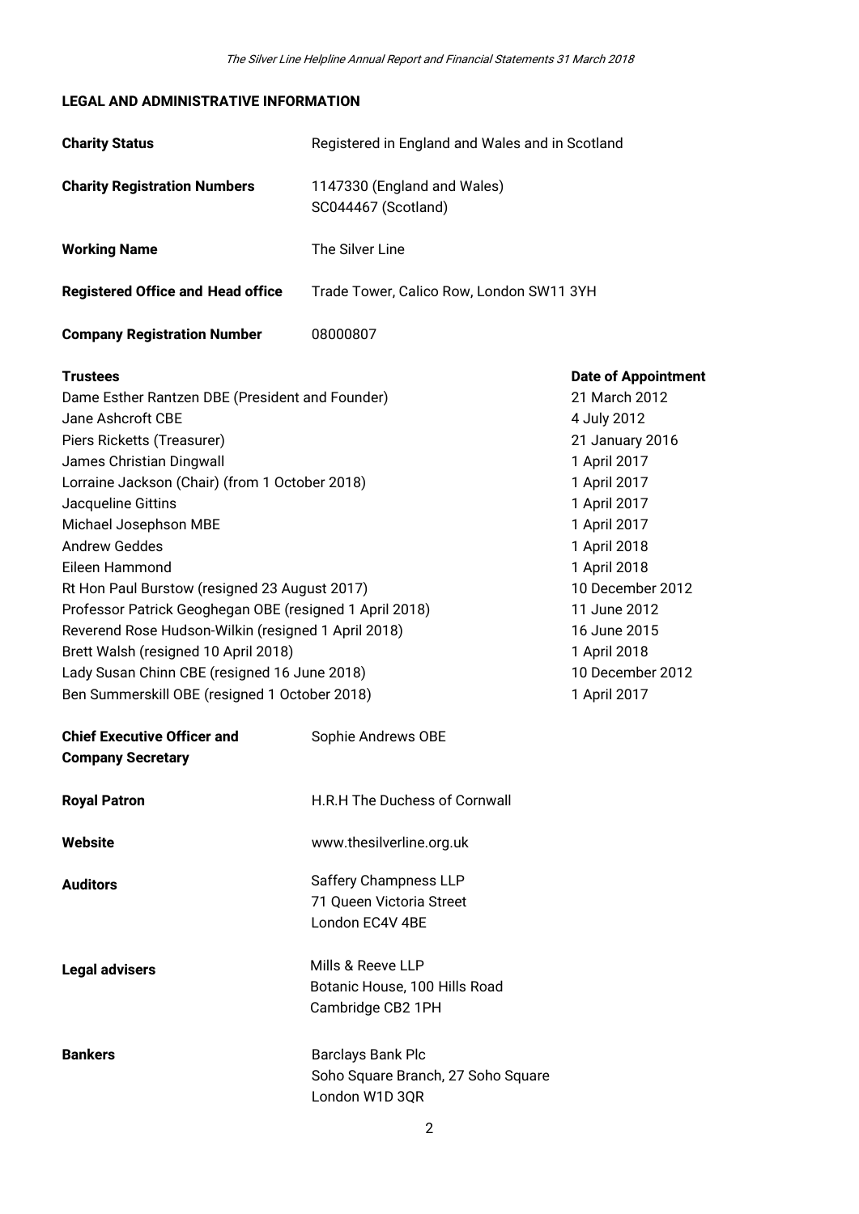## LEGAL AND ADMINISTRATIVE INFORMATION

| | |
|---|---|
| **Charity Status** | Registered in England and Wales and in Scotland |
| **Charity Registration Numbers** | 1147330 (England and Wales)<br>SC044467 (Scotland) |
| **Working Name** | The Silver Line |
| **Registered Office and Head office** | Trade Tower, Calico Row, London SW11 3YH |
| **Company Registration Number** | 08000807 |

| **Trustees** | **Date of Appointment** |
|---|---|
| Dame Esther Rantzen DBE (President and Founder) | 21 March 2012 |
| Jane Ashcroft CBE | 4 July 2012 |
| Piers Ricketts (Treasurer) | 21 January 2016 |
| James Christian Dingwall | 1 April 2017 |
| Lorraine Jackson (Chair) (from 1 October 2018) | 1 April 2017 |
| Jacqueline Gittins | 1 April 2017 |
| Michael Josephson MBE | 1 April 2017 |
| Andrew Geddes | 1 April 2018 |
| Eileen Hammond | 1 April 2018 |
| Rt Hon Paul Burstow (resigned 23 August 2017) | 10 December 2012 |
| Professor Patrick Geoghegan OBE (resigned 1 April 2018) | 11 June 2012 |
| Reverend Rose Hudson-Wilkin (resigned 1 April 2018) | 16 June 2015 |
| Brett Walsh (resigned 10 April 2018) | 1 April 2018 |
| Lady Susan Chinn CBE (resigned 16 June 2018) | 10 December 2012 |
| Ben Summerskill OBE (resigned 1 October 2018) | 1 April 2017 |

| | |
|---|---|
| **Chief Executive Officer and Company Secretary** | Sophie Andrews OBE |
| **Royal Patron** | H.R.H The Duchess of Cornwall |
| **Website** | www.thesilverline.org.uk |
| **Auditors** | Saffery Champness LLP<br>71 Queen Victoria Street<br>London EC4V 4BE |
| **Legal advisers** | Mills & Reeve LLP<br>Botanic House, 100 Hills Road<br>Cambridge CB2 1PH |
| **Bankers** | Barclays Bank Plc<br>Soho Square Branch, 27 Soho Square<br>London W1D 3QR |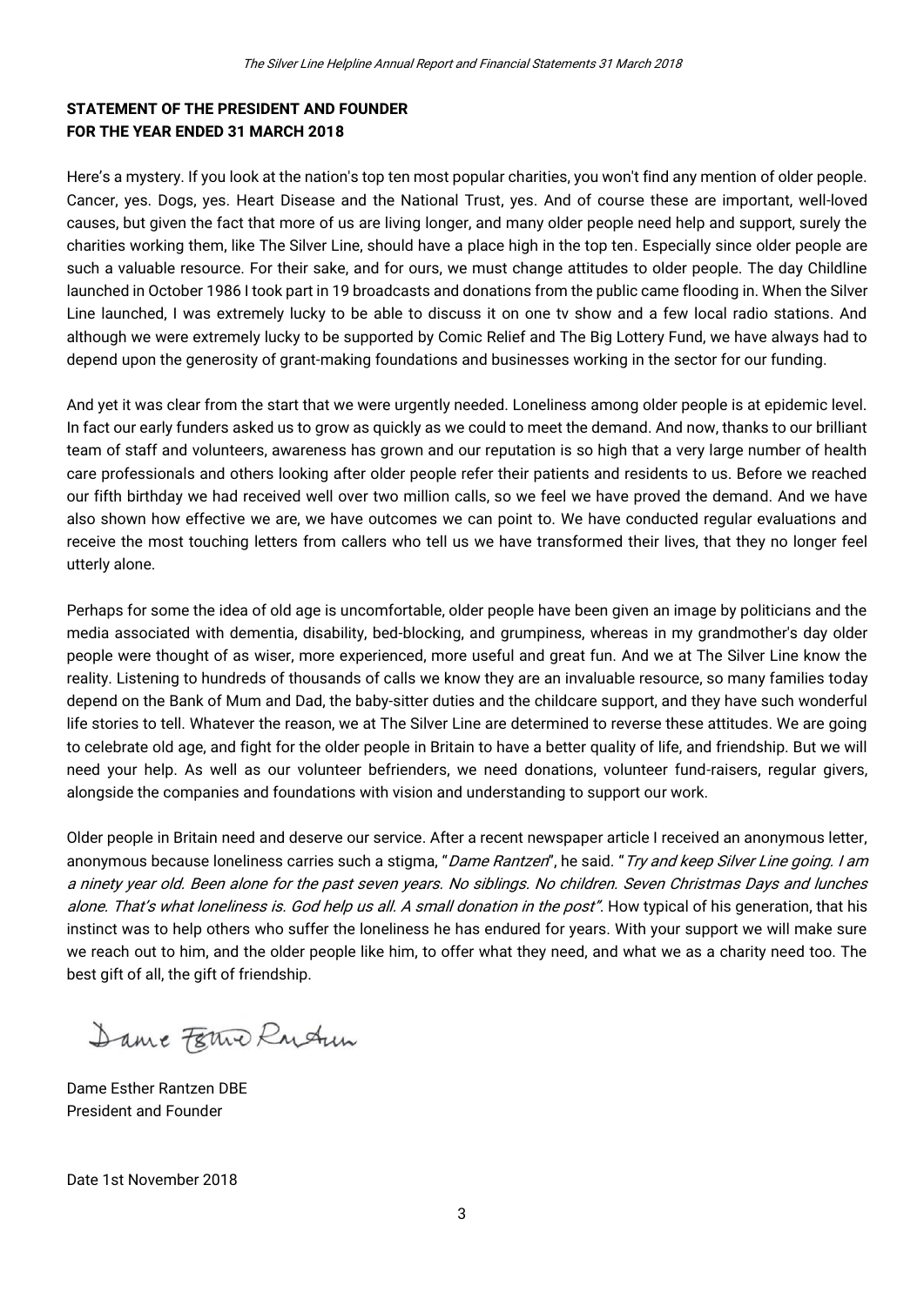**STATEMENT OF THE PRESIDENT AND FOUNDER**
**FOR THE YEAR ENDED 31 MARCH 2018**

Here's a mystery. If you look at the nation's top ten most popular charities, you won't find any mention of older people. Cancer, yes. Dogs, yes. Heart Disease and the National Trust, yes. And of course these are important, well-loved causes, but given the fact that more of us are living longer, and many older people need help and support, surely the charities working them, like The Silver Line, should have a place high in the top ten. Especially since older people are such a valuable resource. For their sake, and for ours, we must change attitudes to older people. The day Childline launched in October 1986 I took part in 19 broadcasts and donations from the public came flooding in. When the Silver Line launched, I was extremely lucky to be able to discuss it on one tv show and a few local radio stations. And although we were extremely lucky to be supported by Comic Relief and The Big Lottery Fund, we have always had to depend upon the generosity of grant-making foundations and businesses working in the sector for our funding.

And yet it was clear from the start that we were urgently needed. Loneliness among older people is at epidemic level. In fact our early funders asked us to grow as quickly as we could to meet the demand. And now, thanks to our brilliant team of staff and volunteers, awareness has grown and our reputation is so high that a very large number of health care professionals and others looking after older people refer their patients and residents to us. Before we reached our fifth birthday we had received well over two million calls, so we feel we have proved the demand. And we have also shown how effective we are, we have outcomes we can point to. We have conducted regular evaluations and receive the most touching letters from callers who tell us we have transformed their lives, that they no longer feel utterly alone.

Perhaps for some the idea of old age is uncomfortable, older people have been given an image by politicians and the media associated with dementia, disability, bed-blocking, and grumpiness, whereas in my grandmother's day older people were thought of as wiser, more experienced, more useful and great fun. And we at The Silver Line know the reality. Listening to hundreds of thousands of calls we know they are an invaluable resource, so many families today depend on the Bank of Mum and Dad, the baby-sitter duties and the childcare support, and they have such wonderful life stories to tell. Whatever the reason, we at The Silver Line are determined to reverse these attitudes. We are going to celebrate old age, and fight for the older people in Britain to have a better quality of life, and friendship. But we will need your help. As well as our volunteer befrienders, we need donations, volunteer fund-raisers, regular givers, alongside the companies and foundations with vision and understanding to support our work.

Older people in Britain need and deserve our service. After a recent newspaper article I received an anonymous letter, anonymous because loneliness carries such a stigma, "*Dame Rantzen*", he said. "*Try and keep Silver Line going. I am a ninety year old. Been alone for the past seven years. No siblings. No children. Seven Christmas Days and lunches alone. That's what loneliness is. God help us all. A small donation in the post*". How typical of his generation, that his instinct was to help others who suffer the loneliness he has endured for years. With your support we will make sure we reach out to him, and the older people like him, to offer what they need, and what we as a charity need too. The best gift of all, the gift of friendship.

Dame Esther Rantzen

Dame Esther Rantzen DBE
President and Founder

Date 1st November 2018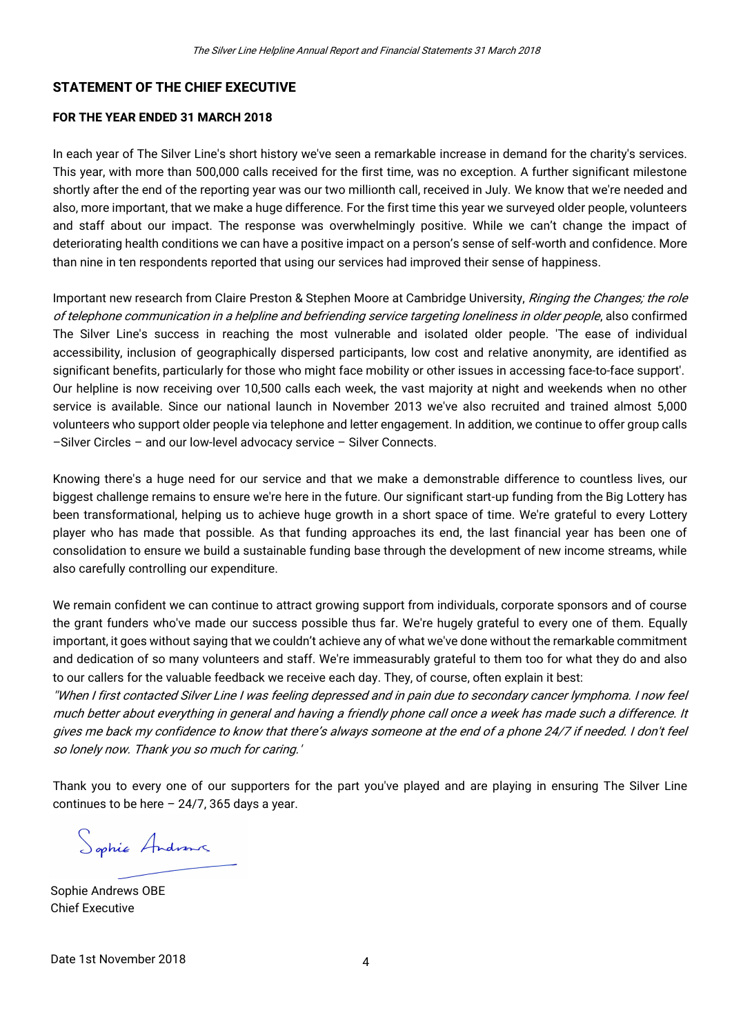## STATEMENT OF THE CHIEF EXECUTIVE

### FOR THE YEAR ENDED 31 MARCH 2018

In each year of The Silver Line's short history we've seen a remarkable increase in demand for the charity's services. This year, with more than 500,000 calls received for the first time, was no exception. A further significant milestone shortly after the end of the reporting year was our two millionth call, received in July. We know that we're needed and also, more important, that we make a huge difference. For the first time this year we surveyed older people, volunteers and staff about our impact. The response was overwhelmingly positive. While we can't change the impact of deteriorating health conditions we can have a positive impact on a person's sense of self-worth and confidence. More than nine in ten respondents reported that using our services had improved their sense of happiness.

Important new research from Claire Preston & Stephen Moore at Cambridge University, *Ringing the Changes; the role of telephone communication in a helpline and befriending service targeting loneliness in older people*, also confirmed The Silver Line's success in reaching the most vulnerable and isolated older people. 'The ease of individual accessibility, inclusion of geographically dispersed participants, low cost and relative anonymity, are identified as significant benefits, particularly for those who might face mobility or other issues in accessing face-to-face support'. Our helpline is now receiving over 10,500 calls each week, the vast majority at night and weekends when no other service is available. Since our national launch in November 2013 we've also recruited and trained almost 5,000 volunteers who support older people via telephone and letter engagement. In addition, we continue to offer group calls –Silver Circles – and our low-level advocacy service – Silver Connects.

Knowing there's a huge need for our service and that we make a demonstrable difference to countless lives, our biggest challenge remains to ensure we're here in the future. Our significant start-up funding from the Big Lottery has been transformational, helping us to achieve huge growth in a short space of time. We're grateful to every Lottery player who has made that possible. As that funding approaches its end, the last financial year has been one of consolidation to ensure we build a sustainable funding base through the development of new income streams, while also carefully controlling our expenditure.

We remain confident we can continue to attract growing support from individuals, corporate sponsors and of course the grant funders who've made our success possible thus far. We're hugely grateful to every one of them. Equally important, it goes without saying that we couldn't achieve any of what we've done without the remarkable commitment and dedication of so many volunteers and staff. We're immeasurably grateful to them too for what they do and also to our callers for the valuable feedback we receive each day. They, of course, often explain it best:

*"When I first contacted Silver Line I was feeling depressed and in pain due to secondary cancer lymphoma. I now feel much better about everything in general and having a friendly phone call once a week has made such a difference. It gives me back my confidence to know that there's always someone at the end of a phone 24/7 if needed. I don't feel so lonely now. Thank you so much for caring.'*

Thank you to every one of our supporters for the part you've played and are playing in ensuring The Silver Line continues to be here – 24/7, 365 days a year.

Sophie Andrews OBE
Chief Executive

Date 1st November 2018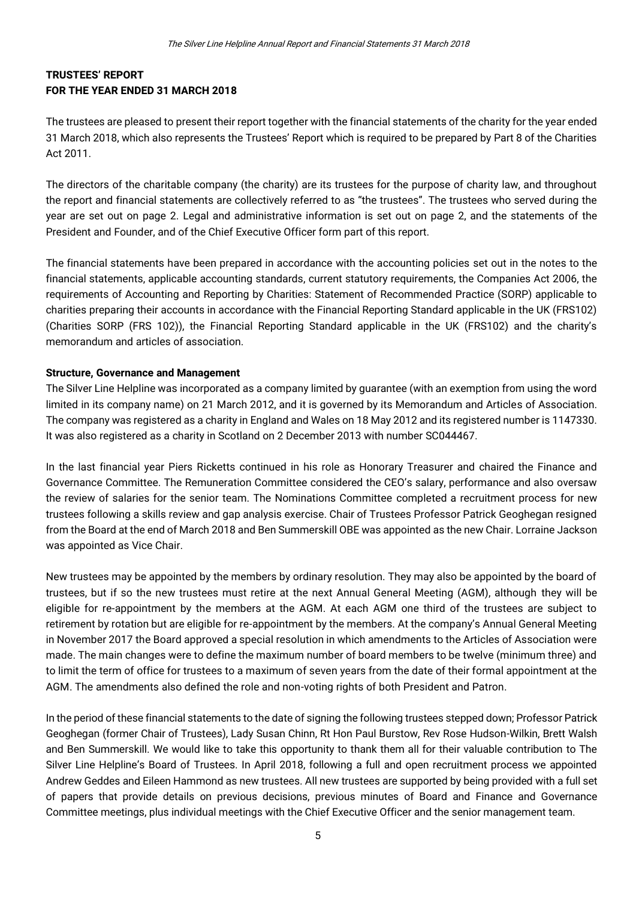**TRUSTEES' REPORT**
**FOR THE YEAR ENDED 31 MARCH 2018**

The trustees are pleased to present their report together with the financial statements of the charity for the year ended 31 March 2018, which also represents the Trustees' Report which is required to be prepared by Part 8 of the Charities Act 2011.

The directors of the charitable company (the charity) are its trustees for the purpose of charity law, and throughout the report and financial statements are collectively referred to as "the trustees". The trustees who served during the year are set out on page 2. Legal and administrative information is set out on page 2, and the statements of the President and Founder, and of the Chief Executive Officer form part of this report.

The financial statements have been prepared in accordance with the accounting policies set out in the notes to the financial statements, applicable accounting standards, current statutory requirements, the Companies Act 2006, the requirements of Accounting and Reporting by Charities: Statement of Recommended Practice (SORP) applicable to charities preparing their accounts in accordance with the Financial Reporting Standard applicable in the UK (FRS102) (Charities SORP (FRS 102)), the Financial Reporting Standard applicable in the UK (FRS102) and the charity's memorandum and articles of association.

**Structure, Governance and Management**

The Silver Line Helpline was incorporated as a company limited by guarantee (with an exemption from using the word limited in its company name) on 21 March 2012, and it is governed by its Memorandum and Articles of Association. The company was registered as a charity in England and Wales on 18 May 2012 and its registered number is 1147330. It was also registered as a charity in Scotland on 2 December 2013 with number SC044467.

In the last financial year Piers Ricketts continued in his role as Honorary Treasurer and chaired the Finance and Governance Committee. The Remuneration Committee considered the CEO's salary, performance and also oversaw the review of salaries for the senior team. The Nominations Committee completed a recruitment process for new trustees following a skills review and gap analysis exercise. Chair of Trustees Professor Patrick Geoghegan resigned from the Board at the end of March 2018 and Ben Summerskill OBE was appointed as the new Chair. Lorraine Jackson was appointed as Vice Chair.

New trustees may be appointed by the members by ordinary resolution. They may also be appointed by the board of trustees, but if so the new trustees must retire at the next Annual General Meeting (AGM), although they will be eligible for re-appointment by the members at the AGM. At each AGM one third of the trustees are subject to retirement by rotation but are eligible for re-appointment by the members. At the company's Annual General Meeting in November 2017 the Board approved a special resolution in which amendments to the Articles of Association were made. The main changes were to define the maximum number of board members to be twelve (minimum three) and to limit the term of office for trustees to a maximum of seven years from the date of their formal appointment at the AGM. The amendments also defined the role and non-voting rights of both President and Patron.

In the period of these financial statements to the date of signing the following trustees stepped down; Professor Patrick Geoghegan (former Chair of Trustees), Lady Susan Chinn, Rt Hon Paul Burstow, Rev Rose Hudson-Wilkin, Brett Walsh and Ben Summerskill. We would like to take this opportunity to thank them all for their valuable contribution to The Silver Line Helpline's Board of Trustees. In April 2018, following a full and open recruitment process we appointed Andrew Geddes and Eileen Hammond as new trustees. All new trustees are supported by being provided with a full set of papers that provide details on previous decisions, previous minutes of Board and Finance and Governance Committee meetings, plus individual meetings with the Chief Executive Officer and the senior management team.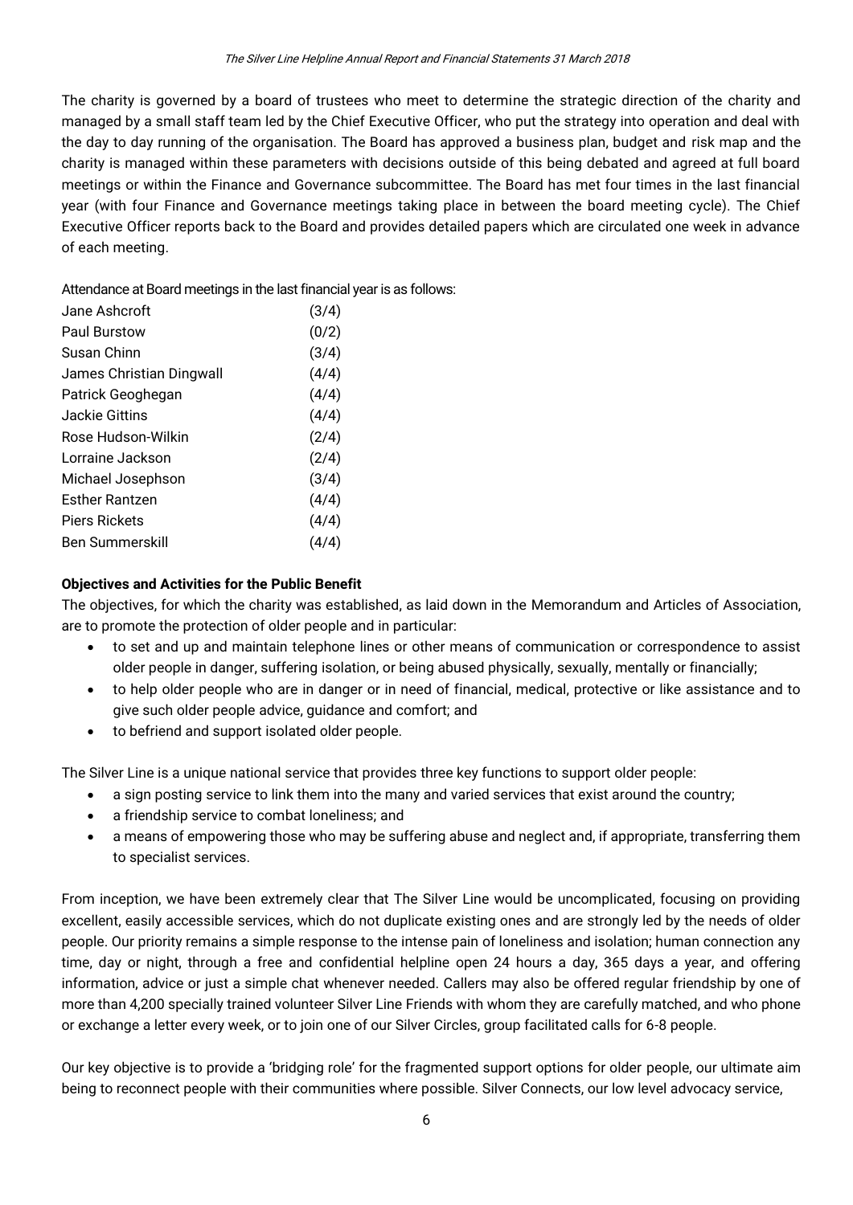The charity is governed by a board of trustees who meet to determine the strategic direction of the charity and managed by a small staff team led by the Chief Executive Officer, who put the strategy into operation and deal with the day to day running of the organisation. The Board has approved a business plan, budget and risk map and the charity is managed within these parameters with decisions outside of this being debated and agreed at full board meetings or within the Finance and Governance subcommittee. The Board has met four times in the last financial year (with four Finance and Governance meetings taking place in between the board meeting cycle). The Chief Executive Officer reports back to the Board and provides detailed papers which are circulated one week in advance of each meeting.

Attendance at Board meetings in the last financial year is as follows:

| | |
|---|---|
| Jane Ashcroft | (3/4) |
| Paul Burstow | (0/2) |
| Susan Chinn | (3/4) |
| James Christian Dingwall | (4/4) |
| Patrick Geoghegan | (4/4) |
| Jackie Gittins | (4/4) |
| Rose Hudson-Wilkin | (2/4) |
| Lorraine Jackson | (2/4) |
| Michael Josephson | (3/4) |
| Esther Rantzen | (4/4) |
| Piers Rickets | (4/4) |
| Ben Summerskill | (4/4) |

**Objectives and Activities for the Public Benefit**

The objectives, for which the charity was established, as laid down in the Memorandum and Articles of Association, are to promote the protection of older people and in particular:

- to set and up and maintain telephone lines or other means of communication or correspondence to assist older people in danger, suffering isolation, or being abused physically, sexually, mentally or financially;
- to help older people who are in danger or in need of financial, medical, protective or like assistance and to give such older people advice, guidance and comfort; and
- to befriend and support isolated older people.

The Silver Line is a unique national service that provides three key functions to support older people:

- a sign posting service to link them into the many and varied services that exist around the country;
- a friendship service to combat loneliness; and
- a means of empowering those who may be suffering abuse and neglect and, if appropriate, transferring them to specialist services.

From inception, we have been extremely clear that The Silver Line would be uncomplicated, focusing on providing excellent, easily accessible services, which do not duplicate existing ones and are strongly led by the needs of older people. Our priority remains a simple response to the intense pain of loneliness and isolation; human connection any time, day or night, through a free and confidential helpline open 24 hours a day, 365 days a year, and offering information, advice or just a simple chat whenever needed. Callers may also be offered regular friendship by one of more than 4,200 specially trained volunteer Silver Line Friends with whom they are carefully matched, and who phone or exchange a letter every week, or to join one of our Silver Circles, group facilitated calls for 6-8 people.

Our key objective is to provide a 'bridging role' for the fragmented support options for older people, our ultimate aim being to reconnect people with their communities where possible. Silver Connects, our low level advocacy service,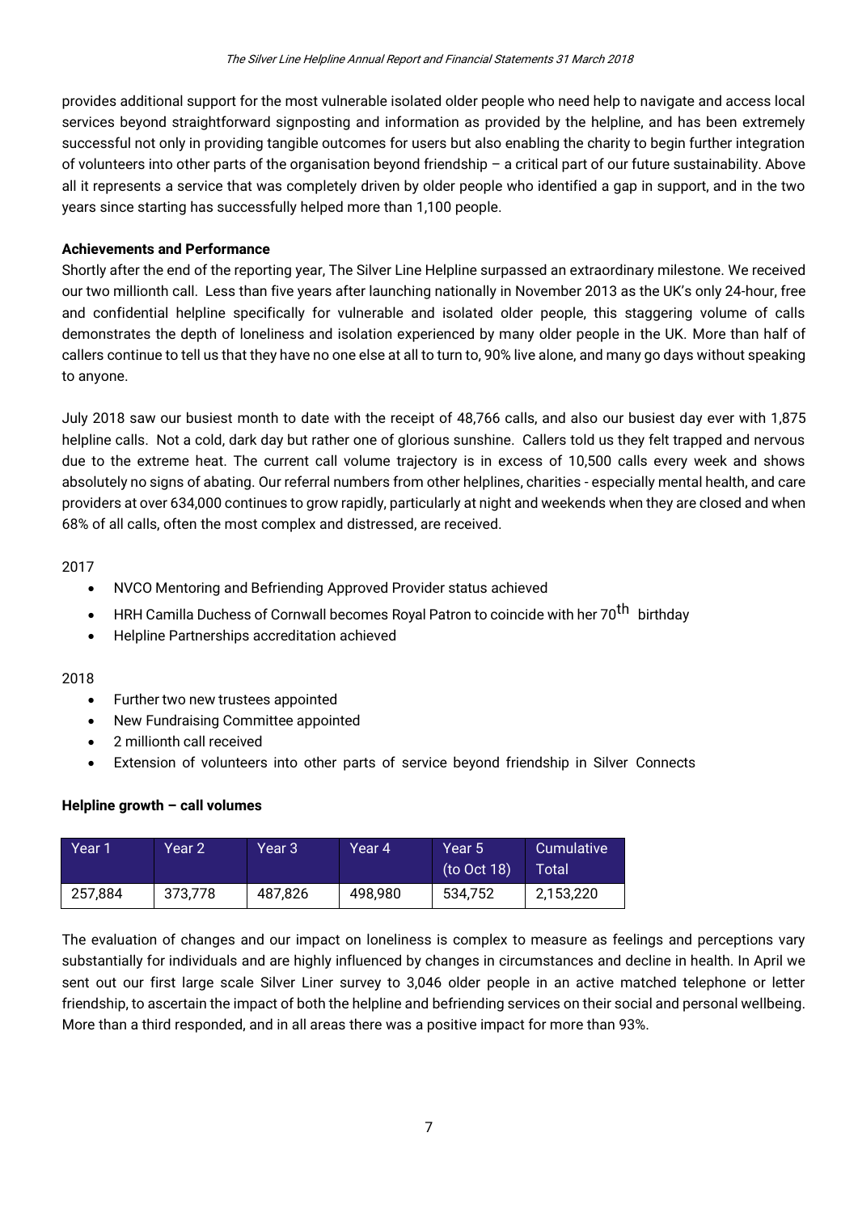provides additional support for the most vulnerable isolated older people who need help to navigate and access local services beyond straightforward signposting and information as provided by the helpline, and has been extremely successful not only in providing tangible outcomes for users but also enabling the charity to begin further integration of volunteers into other parts of the organisation beyond friendship – a critical part of our future sustainability. Above all it represents a service that was completely driven by older people who identified a gap in support, and in the two years since starting has successfully helped more than 1,100 people.

**Achievements and Performance**

Shortly after the end of the reporting year, The Silver Line Helpline surpassed an extraordinary milestone. We received our two millionth call. Less than five years after launching nationally in November 2013 as the UK's only 24-hour, free and confidential helpline specifically for vulnerable and isolated older people, this staggering volume of calls demonstrates the depth of loneliness and isolation experienced by many older people in the UK. More than half of callers continue to tell us that they have no one else at all to turn to, 90% live alone, and many go days without speaking to anyone.

July 2018 saw our busiest month to date with the receipt of 48,766 calls, and also our busiest day ever with 1,875 helpline calls. Not a cold, dark day but rather one of glorious sunshine. Callers told us they felt trapped and nervous due to the extreme heat. The current call volume trajectory is in excess of 10,500 calls every week and shows absolutely no signs of abating. Our referral numbers from other helplines, charities - especially mental health, and care providers at over 634,000 continues to grow rapidly, particularly at night and weekends when they are closed and when 68% of all calls, often the most complex and distressed, are received.

2017

- NVCO Mentoring and Befriending Approved Provider status achieved
- HRH Camilla Duchess of Cornwall becomes Royal Patron to coincide with her 70th birthday
- Helpline Partnerships accreditation achieved

2018

- Further two new trustees appointed
- New Fundraising Committee appointed
- 2 millionth call received
- Extension of volunteers into other parts of service beyond friendship in Silver Connects

**Helpline growth – call volumes**

| Year 1 | Year 2 | Year 3 | Year 4 | Year 5 (to Oct 18) | Cumulative Total |
|---|---|---|---|---|---|
| 257,884 | 373,778 | 487,826 | 498,980 | 534,752 | 2,153,220 |

The evaluation of changes and our impact on loneliness is complex to measure as feelings and perceptions vary substantially for individuals and are highly influenced by changes in circumstances and decline in health. In April we sent out our first large scale Silver Liner survey to 3,046 older people in an active matched telephone or letter friendship, to ascertain the impact of both the helpline and befriending services on their social and personal wellbeing. More than a third responded, and in all areas there was a positive impact for more than 93%.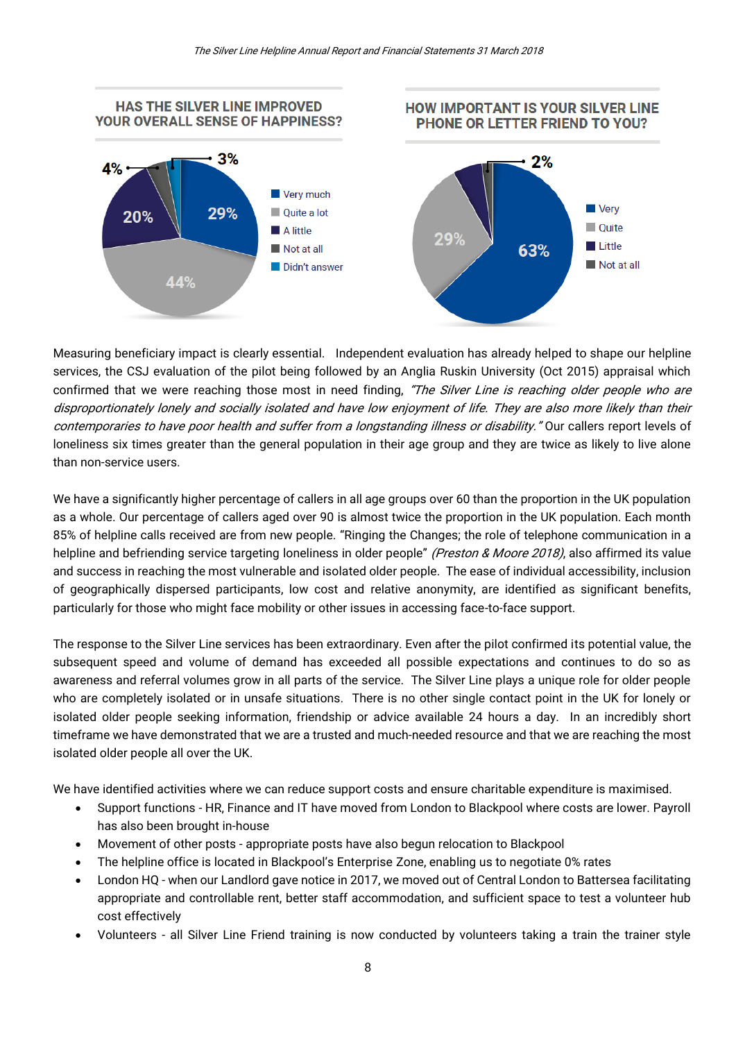## HAS THE SILVER LINE IMPROVED YOUR OVERALL SENSE OF HAPPINESS?

| Response | % |
|---|---|
| Very much | 29% |
| Quite a lot | 44% |
| A little | 20% |
| Not at all | 4% |
| Didn't answer | 3% |

## HOW IMPORTANT IS YOUR SILVER LINE PHONE OR LETTER FRIEND TO YOU?

| Response | % |
|---|---|
| Very | 63% |
| Quite | 29% |
| Little | |
| Not at all | 2% |

Measuring beneficiary impact is clearly essential. Independent evaluation has already helped to shape our helpline services, the CSJ evaluation of the pilot being followed by an Anglia Ruskin University (Oct 2015) appraisal which confirmed that we were reaching those most in need finding, *"The Silver Line is reaching older people who are disproportionately lonely and socially isolated and have low enjoyment of life. They are also more likely than their contemporaries to have poor health and suffer from a longstanding illness or disability."* Our callers report levels of loneliness six times greater than the general population in their age group and they are twice as likely to live alone than non-service users.

We have a significantly higher percentage of callers in all age groups over 60 than the proportion in the UK population as a whole. Our percentage of callers aged over 90 is almost twice the proportion in the UK population. Each month 85% of helpline calls received are from new people. "Ringing the Changes; the role of telephone communication in a helpline and befriending service targeting loneliness in older people" *(Preston & Moore 2018)*, also affirmed its value and success in reaching the most vulnerable and isolated older people. The ease of individual accessibility, inclusion of geographically dispersed participants, low cost and relative anonymity, are identified as significant benefits, particularly for those who might face mobility or other issues in accessing face-to-face support.

The response to the Silver Line services has been extraordinary. Even after the pilot confirmed its potential value, the subsequent speed and volume of demand has exceeded all possible expectations and continues to do so as awareness and referral volumes grow in all parts of the service. The Silver Line plays a unique role for older people who are completely isolated or in unsafe situations. There is no other single contact point in the UK for lonely or isolated older people seeking information, friendship or advice available 24 hours a day. In an incredibly short timeframe we have demonstrated that we are a trusted and much-needed resource and that we are reaching the most isolated older people all over the UK.

We have identified activities where we can reduce support costs and ensure charitable expenditure is maximised.

- Support functions - HR, Finance and IT have moved from London to Blackpool where costs are lower. Payroll has also been brought in-house
- Movement of other posts - appropriate posts have also begun relocation to Blackpool
- The helpline office is located in Blackpool's Enterprise Zone, enabling us to negotiate 0% rates
- London HQ - when our Landlord gave notice in 2017, we moved out of Central London to Battersea facilitating appropriate and controllable rent, better staff accommodation, and sufficient space to test a volunteer hub cost effectively
- Volunteers - all Silver Line Friend training is now conducted by volunteers taking a train the trainer style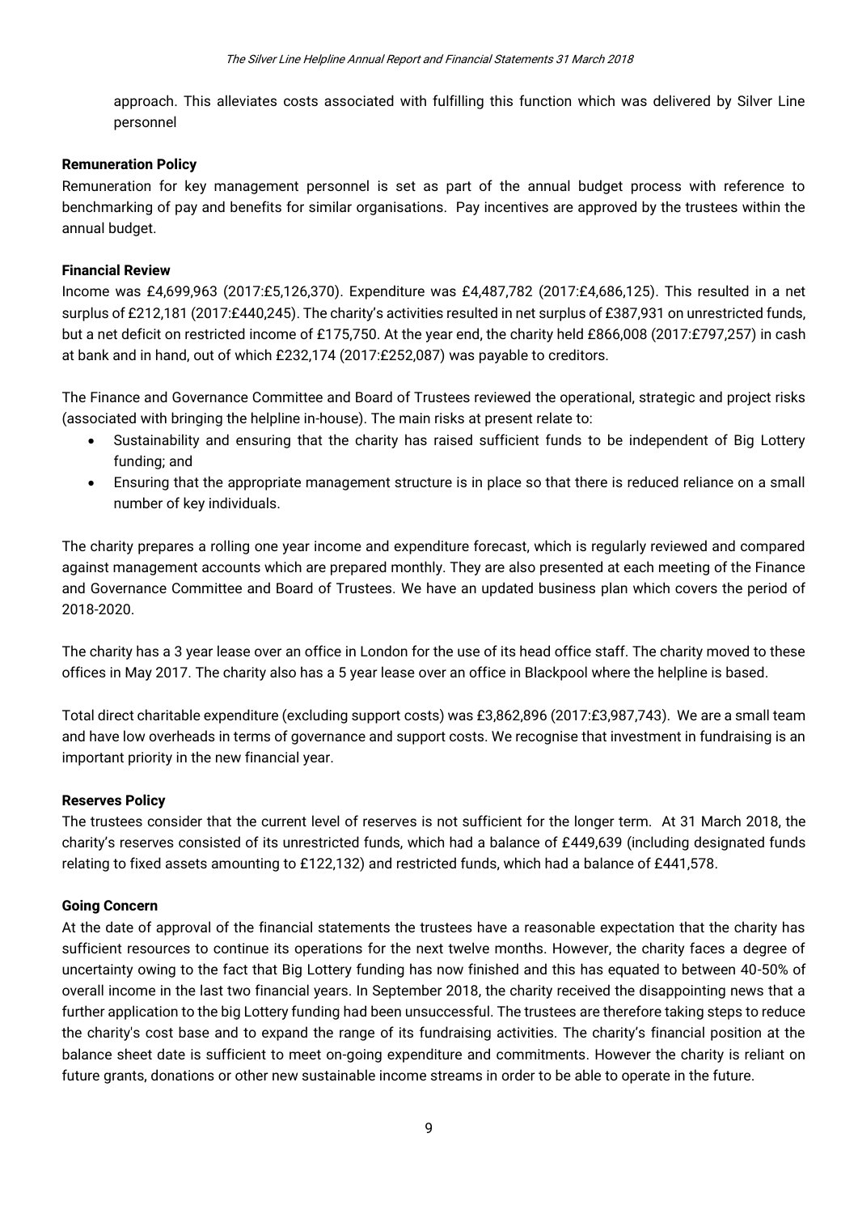approach. This alleviates costs associated with fulfilling this function which was delivered by Silver Line personnel

**Remuneration Policy**

Remuneration for key management personnel is set as part of the annual budget process with reference to benchmarking of pay and benefits for similar organisations. Pay incentives are approved by the trustees within the annual budget.

**Financial Review**

Income was £4,699,963 (2017:£5,126,370). Expenditure was £4,487,782 (2017:£4,686,125). This resulted in a net surplus of £212,181 (2017:£440,245). The charity's activities resulted in net surplus of £387,931 on unrestricted funds, but a net deficit on restricted income of £175,750. At the year end, the charity held £866,008 (2017:£797,257) in cash at bank and in hand, out of which £232,174 (2017:£252,087) was payable to creditors.

The Finance and Governance Committee and Board of Trustees reviewed the operational, strategic and project risks (associated with bringing the helpline in-house). The main risks at present relate to:

- Sustainability and ensuring that the charity has raised sufficient funds to be independent of Big Lottery funding; and
- Ensuring that the appropriate management structure is in place so that there is reduced reliance on a small number of key individuals.

The charity prepares a rolling one year income and expenditure forecast, which is regularly reviewed and compared against management accounts which are prepared monthly. They are also presented at each meeting of the Finance and Governance Committee and Board of Trustees. We have an updated business plan which covers the period of 2018-2020.

The charity has a 3 year lease over an office in London for the use of its head office staff. The charity moved to these offices in May 2017. The charity also has a 5 year lease over an office in Blackpool where the helpline is based.

Total direct charitable expenditure (excluding support costs) was £3,862,896 (2017:£3,987,743). We are a small team and have low overheads in terms of governance and support costs. We recognise that investment in fundraising is an important priority in the new financial year.

**Reserves Policy**

The trustees consider that the current level of reserves is not sufficient for the longer term. At 31 March 2018, the charity's reserves consisted of its unrestricted funds, which had a balance of £449,639 (including designated funds relating to fixed assets amounting to £122,132) and restricted funds, which had a balance of £441,578.

**Going Concern**

At the date of approval of the financial statements the trustees have a reasonable expectation that the charity has sufficient resources to continue its operations for the next twelve months. However, the charity faces a degree of uncertainty owing to the fact that Big Lottery funding has now finished and this has equated to between 40-50% of overall income in the last two financial years. In September 2018, the charity received the disappointing news that a further application to the big Lottery funding had been unsuccessful. The trustees are therefore taking steps to reduce the charity's cost base and to expand the range of its fundraising activities. The charity's financial position at the balance sheet date is sufficient to meet on-going expenditure and commitments. However the charity is reliant on future grants, donations or other new sustainable income streams in order to be able to operate in the future.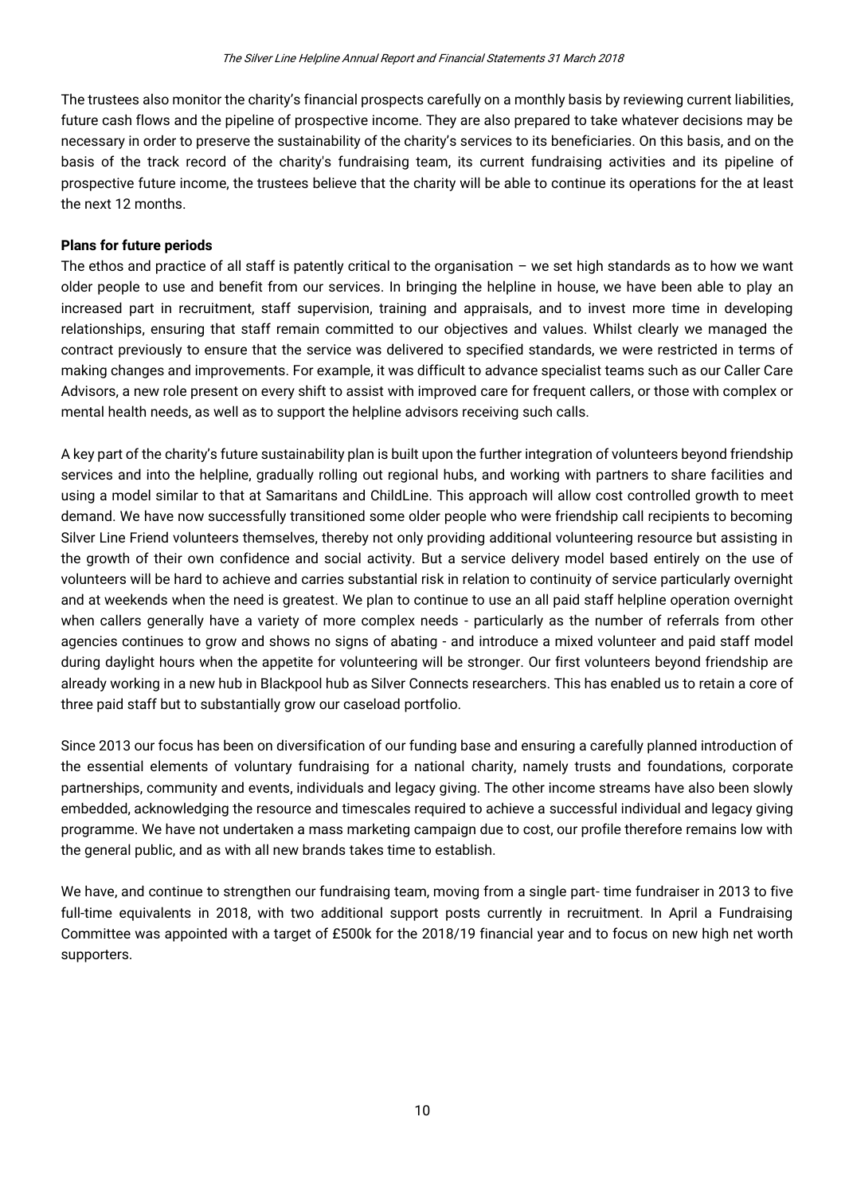The trustees also monitor the charity's financial prospects carefully on a monthly basis by reviewing current liabilities, future cash flows and the pipeline of prospective income. They are also prepared to take whatever decisions may be necessary in order to preserve the sustainability of the charity's services to its beneficiaries. On this basis, and on the basis of the track record of the charity's fundraising team, its current fundraising activities and its pipeline of prospective future income, the trustees believe that the charity will be able to continue its operations for the at least the next 12 months.

**Plans for future periods**

The ethos and practice of all staff is patently critical to the organisation – we set high standards as to how we want older people to use and benefit from our services. In bringing the helpline in house, we have been able to play an increased part in recruitment, staff supervision, training and appraisals, and to invest more time in developing relationships, ensuring that staff remain committed to our objectives and values. Whilst clearly we managed the contract previously to ensure that the service was delivered to specified standards, we were restricted in terms of making changes and improvements. For example, it was difficult to advance specialist teams such as our Caller Care Advisors, a new role present on every shift to assist with improved care for frequent callers, or those with complex or mental health needs, as well as to support the helpline advisors receiving such calls.

A key part of the charity's future sustainability plan is built upon the further integration of volunteers beyond friendship services and into the helpline, gradually rolling out regional hubs, and working with partners to share facilities and using a model similar to that at Samaritans and ChildLine. This approach will allow cost controlled growth to meet demand. We have now successfully transitioned some older people who were friendship call recipients to becoming Silver Line Friend volunteers themselves, thereby not only providing additional volunteering resource but assisting in the growth of their own confidence and social activity. But a service delivery model based entirely on the use of volunteers will be hard to achieve and carries substantial risk in relation to continuity of service particularly overnight and at weekends when the need is greatest. We plan to continue to use an all paid staff helpline operation overnight when callers generally have a variety of more complex needs - particularly as the number of referrals from other agencies continues to grow and shows no signs of abating - and introduce a mixed volunteer and paid staff model during daylight hours when the appetite for volunteering will be stronger. Our first volunteers beyond friendship are already working in a new hub in Blackpool hub as Silver Connects researchers. This has enabled us to retain a core of three paid staff but to substantially grow our caseload portfolio.

Since 2013 our focus has been on diversification of our funding base and ensuring a carefully planned introduction of the essential elements of voluntary fundraising for a national charity, namely trusts and foundations, corporate partnerships, community and events, individuals and legacy giving. The other income streams have also been slowly embedded, acknowledging the resource and timescales required to achieve a successful individual and legacy giving programme. We have not undertaken a mass marketing campaign due to cost, our profile therefore remains low with the general public, and as with all new brands takes time to establish.

We have, and continue to strengthen our fundraising team, moving from a single part- time fundraiser in 2013 to five full-time equivalents in 2018, with two additional support posts currently in recruitment. In April a Fundraising Committee was appointed with a target of £500k for the 2018/19 financial year and to focus on new high net worth supporters.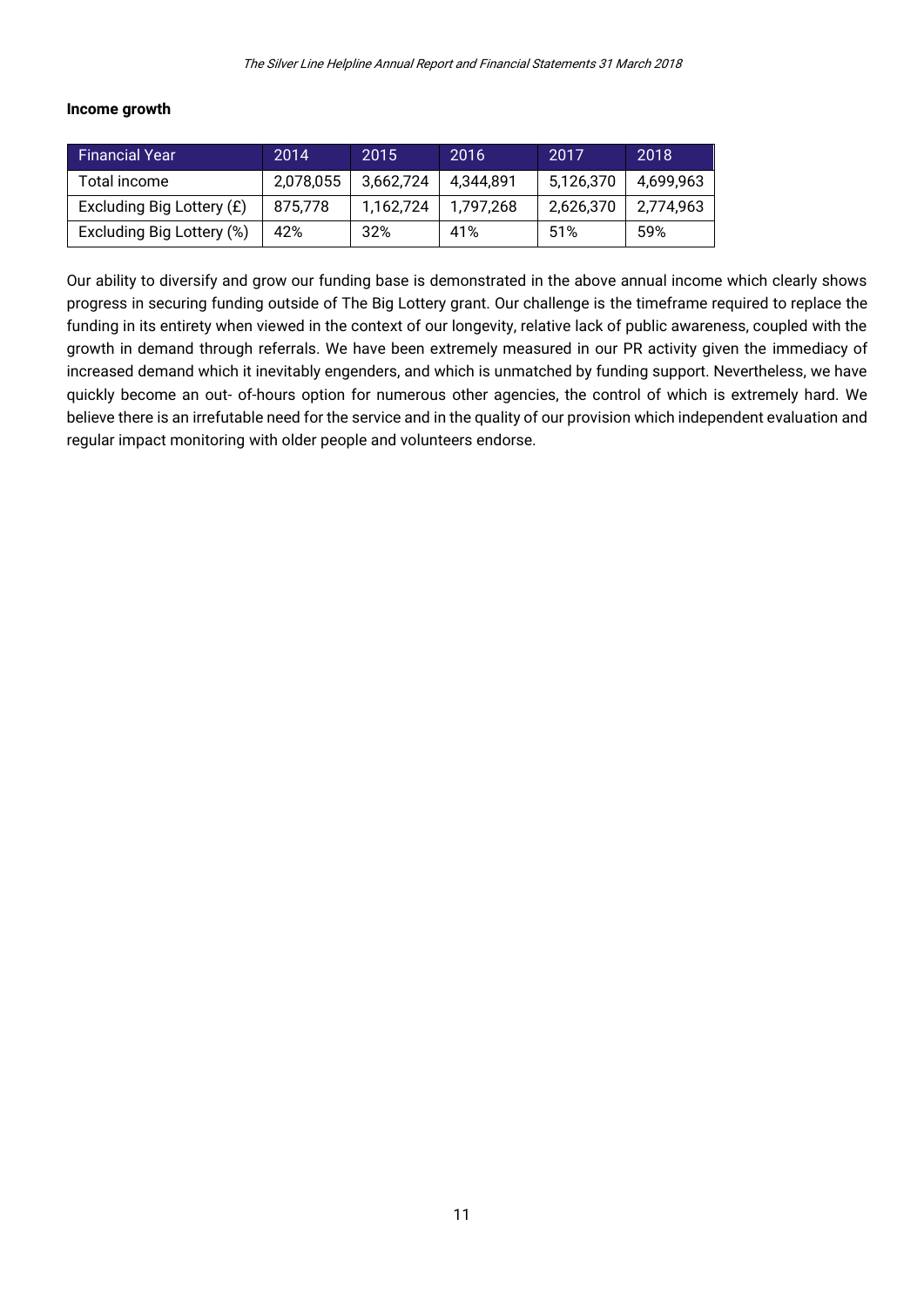**Income growth**

| Financial Year | 2014 | 2015 | 2016 | 2017 | 2018 |
| --- | --- | --- | --- | --- | --- |
| Total income | 2,078,055 | 3,662,724 | 4,344,891 | 5,126,370 | 4,699,963 |
| Excluding Big Lottery (£) | 875,778 | 1,162,724 | 1,797,268 | 2,626,370 | 2,774,963 |
| Excluding Big Lottery (%) | 42% | 32% | 41% | 51% | 59% |

Our ability to diversify and grow our funding base is demonstrated in the above annual income which clearly shows progress in securing funding outside of The Big Lottery grant. Our challenge is the timeframe required to replace the funding in its entirety when viewed in the context of our longevity, relative lack of public awareness, coupled with the growth in demand through referrals. We have been extremely measured in our PR activity given the immediacy of increased demand which it inevitably engenders, and which is unmatched by funding support. Nevertheless, we have quickly become an out- of-hours option for numerous other agencies, the control of which is extremely hard. We believe there is an irrefutable need for the service and in the quality of our provision which independent evaluation and regular impact monitoring with older people and volunteers endorse.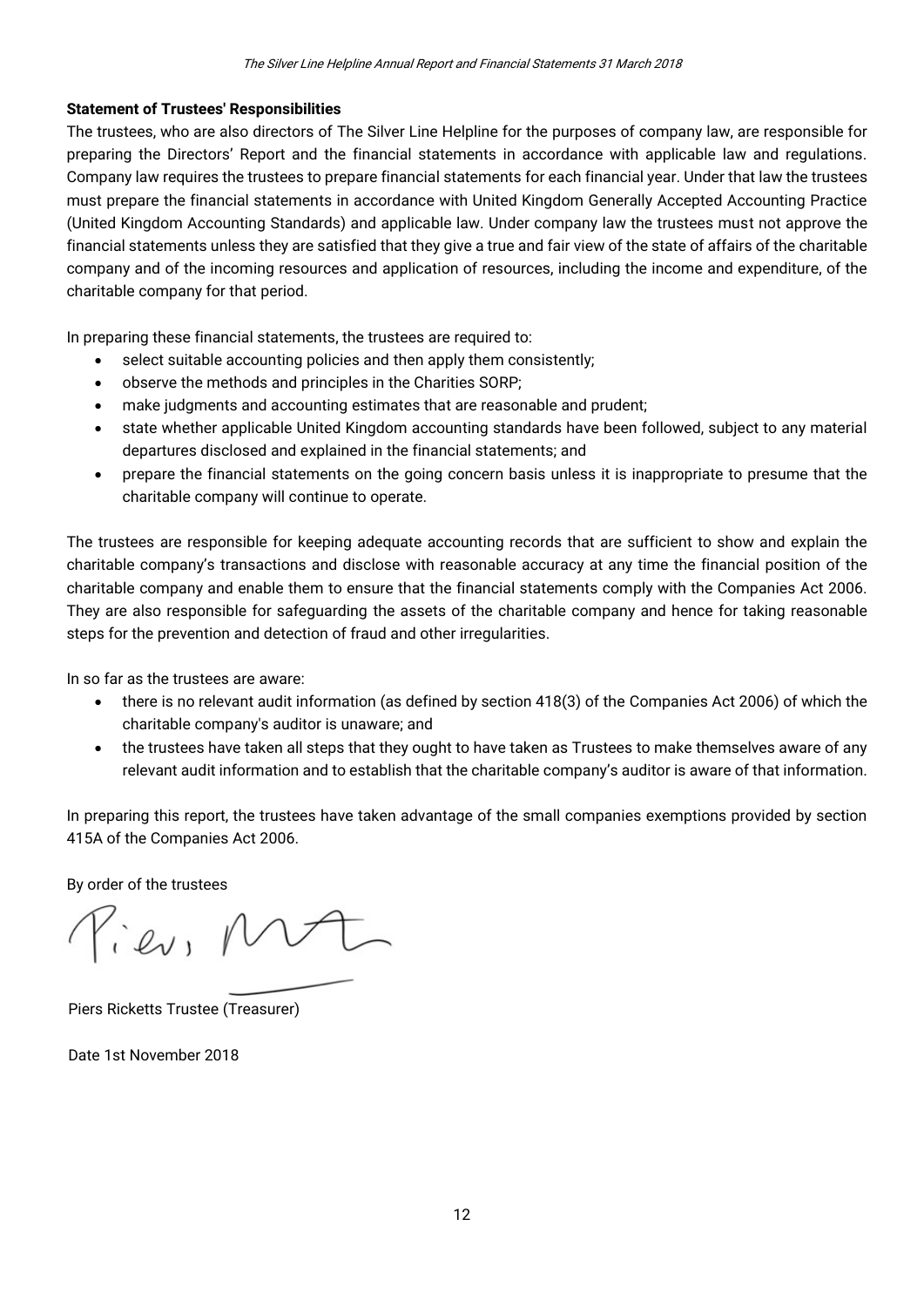**Statement of Trustees' Responsibilities**

The trustees, who are also directors of The Silver Line Helpline for the purposes of company law, are responsible for preparing the Directors' Report and the financial statements in accordance with applicable law and regulations. Company law requires the trustees to prepare financial statements for each financial year. Under that law the trustees must prepare the financial statements in accordance with United Kingdom Generally Accepted Accounting Practice (United Kingdom Accounting Standards) and applicable law. Under company law the trustees must not approve the financial statements unless they are satisfied that they give a true and fair view of the state of affairs of the charitable company and of the incoming resources and application of resources, including the income and expenditure, of the charitable company for that period.

In preparing these financial statements, the trustees are required to:

- select suitable accounting policies and then apply them consistently;
- observe the methods and principles in the Charities SORP;
- make judgments and accounting estimates that are reasonable and prudent;
- state whether applicable United Kingdom accounting standards have been followed, subject to any material departures disclosed and explained in the financial statements; and
- prepare the financial statements on the going concern basis unless it is inappropriate to presume that the charitable company will continue to operate.

The trustees are responsible for keeping adequate accounting records that are sufficient to show and explain the charitable company's transactions and disclose with reasonable accuracy at any time the financial position of the charitable company and enable them to ensure that the financial statements comply with the Companies Act 2006. They are also responsible for safeguarding the assets of the charitable company and hence for taking reasonable steps for the prevention and detection of fraud and other irregularities.

In so far as the trustees are aware:

- there is no relevant audit information (as defined by section 418(3) of the Companies Act 2006) of which the charitable company's auditor is unaware; and
- the trustees have taken all steps that they ought to have taken as Trustees to make themselves aware of any relevant audit information and to establish that the charitable company's auditor is aware of that information.

In preparing this report, the trustees have taken advantage of the small companies exemptions provided by section 415A of the Companies Act 2006.

By order of the trustees

Piers Ricketts Trustee (Treasurer)

Date 1st November 2018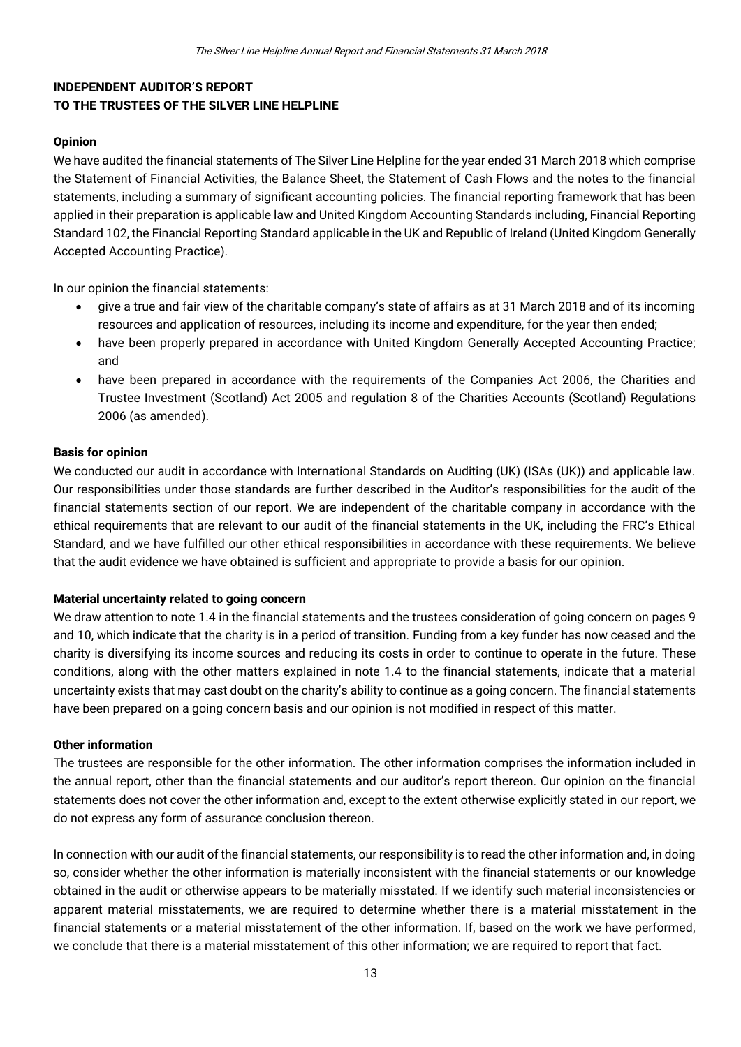# INDEPENDENT AUDITOR'S REPORT
# TO THE TRUSTEES OF THE SILVER LINE HELPLINE

**Opinion**

We have audited the financial statements of The Silver Line Helpline for the year ended 31 March 2018 which comprise the Statement of Financial Activities, the Balance Sheet, the Statement of Cash Flows and the notes to the financial statements, including a summary of significant accounting policies. The financial reporting framework that has been applied in their preparation is applicable law and United Kingdom Accounting Standards including, Financial Reporting Standard 102, the Financial Reporting Standard applicable in the UK and Republic of Ireland (United Kingdom Generally Accepted Accounting Practice).

In our opinion the financial statements:

- give a true and fair view of the charitable company's state of affairs as at 31 March 2018 and of its incoming resources and application of resources, including its income and expenditure, for the year then ended;
- have been properly prepared in accordance with United Kingdom Generally Accepted Accounting Practice; and
- have been prepared in accordance with the requirements of the Companies Act 2006, the Charities and Trustee Investment (Scotland) Act 2005 and regulation 8 of the Charities Accounts (Scotland) Regulations 2006 (as amended).

**Basis for opinion**

We conducted our audit in accordance with International Standards on Auditing (UK) (ISAs (UK)) and applicable law. Our responsibilities under those standards are further described in the Auditor's responsibilities for the audit of the financial statements section of our report. We are independent of the charitable company in accordance with the ethical requirements that are relevant to our audit of the financial statements in the UK, including the FRC's Ethical Standard, and we have fulfilled our other ethical responsibilities in accordance with these requirements. We believe that the audit evidence we have obtained is sufficient and appropriate to provide a basis for our opinion.

**Material uncertainty related to going concern**

We draw attention to note 1.4 in the financial statements and the trustees consideration of going concern on pages 9 and 10, which indicate that the charity is in a period of transition. Funding from a key funder has now ceased and the charity is diversifying its income sources and reducing its costs in order to continue to operate in the future. These conditions, along with the other matters explained in note 1.4 to the financial statements, indicate that a material uncertainty exists that may cast doubt on the charity's ability to continue as a going concern. The financial statements have been prepared on a going concern basis and our opinion is not modified in respect of this matter.

**Other information**

The trustees are responsible for the other information. The other information comprises the information included in the annual report, other than the financial statements and our auditor's report thereon. Our opinion on the financial statements does not cover the other information and, except to the extent otherwise explicitly stated in our report, we do not express any form of assurance conclusion thereon.

In connection with our audit of the financial statements, our responsibility is to read the other information and, in doing so, consider whether the other information is materially inconsistent with the financial statements or our knowledge obtained in the audit or otherwise appears to be materially misstated. If we identify such material inconsistencies or apparent material misstatements, we are required to determine whether there is a material misstatement in the financial statements or a material misstatement of the other information. If, based on the work we have performed, we conclude that there is a material misstatement of this other information; we are required to report that fact.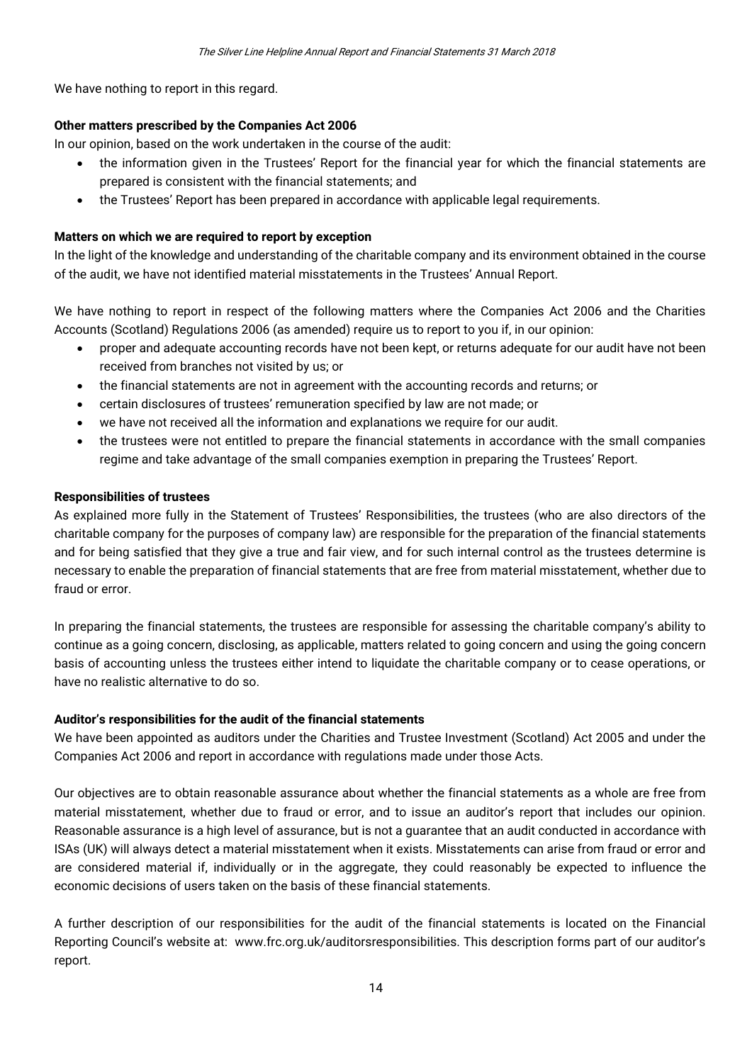We have nothing to report in this regard.

**Other matters prescribed by the Companies Act 2006**

In our opinion, based on the work undertaken in the course of the audit:

- the information given in the Trustees' Report for the financial year for which the financial statements are prepared is consistent with the financial statements; and
- the Trustees' Report has been prepared in accordance with applicable legal requirements.

**Matters on which we are required to report by exception**

In the light of the knowledge and understanding of the charitable company and its environment obtained in the course of the audit, we have not identified material misstatements in the Trustees' Annual Report.

We have nothing to report in respect of the following matters where the Companies Act 2006 and the Charities Accounts (Scotland) Regulations 2006 (as amended) require us to report to you if, in our opinion:

- proper and adequate accounting records have not been kept, or returns adequate for our audit have not been received from branches not visited by us; or
- the financial statements are not in agreement with the accounting records and returns; or
- certain disclosures of trustees' remuneration specified by law are not made; or
- we have not received all the information and explanations we require for our audit.
- the trustees were not entitled to prepare the financial statements in accordance with the small companies regime and take advantage of the small companies exemption in preparing the Trustees' Report.

**Responsibilities of trustees**

As explained more fully in the Statement of Trustees' Responsibilities, the trustees (who are also directors of the charitable company for the purposes of company law) are responsible for the preparation of the financial statements and for being satisfied that they give a true and fair view, and for such internal control as the trustees determine is necessary to enable the preparation of financial statements that are free from material misstatement, whether due to fraud or error.

In preparing the financial statements, the trustees are responsible for assessing the charitable company's ability to continue as a going concern, disclosing, as applicable, matters related to going concern and using the going concern basis of accounting unless the trustees either intend to liquidate the charitable company or to cease operations, or have no realistic alternative to do so.

**Auditor's responsibilities for the audit of the financial statements**

We have been appointed as auditors under the Charities and Trustee Investment (Scotland) Act 2005 and under the Companies Act 2006 and report in accordance with regulations made under those Acts.

Our objectives are to obtain reasonable assurance about whether the financial statements as a whole are free from material misstatement, whether due to fraud or error, and to issue an auditor's report that includes our opinion. Reasonable assurance is a high level of assurance, but is not a guarantee that an audit conducted in accordance with ISAs (UK) will always detect a material misstatement when it exists. Misstatements can arise from fraud or error and are considered material if, individually or in the aggregate, they could reasonably be expected to influence the economic decisions of users taken on the basis of these financial statements.

A further description of our responsibilities for the audit of the financial statements is located on the Financial Reporting Council's website at: www.frc.org.uk/auditorsresponsibilities. This description forms part of our auditor's report.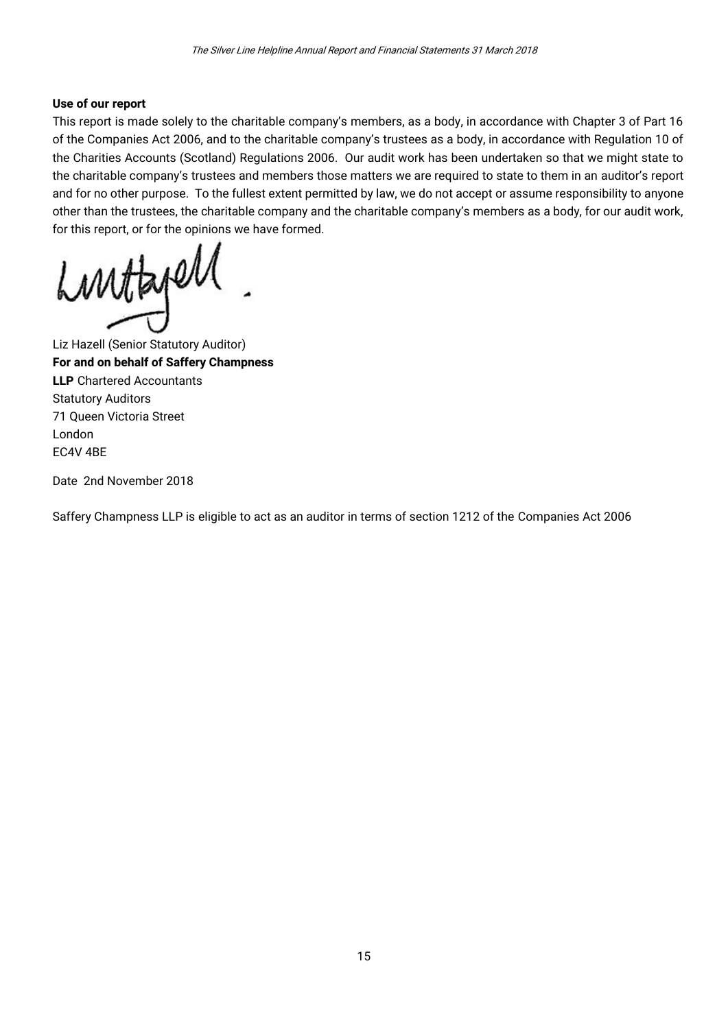**Use of our report**

This report is made solely to the charitable company's members, as a body, in accordance with Chapter 3 of Part 16 of the Companies Act 2006, and to the charitable company's trustees as a body, in accordance with Regulation 10 of the Charities Accounts (Scotland) Regulations 2006. Our audit work has been undertaken so that we might state to the charitable company's trustees and members those matters we are required to state to them in an auditor's report and for no other purpose. To the fullest extent permitted by law, we do not accept or assume responsibility to anyone other than the trustees, the charitable company and the charitable company's members as a body, for our audit work, for this report, or for the opinions we have formed.

Liz Hazell (Senior Statutory Auditor)
**For and on behalf of Saffery Champness LLP** Chartered Accountants
Statutory Auditors
71 Queen Victoria Street
London
EC4V 4BE

Date 2nd November 2018

Saffery Champness LLP is eligible to act as an auditor in terms of section 1212 of the Companies Act 2006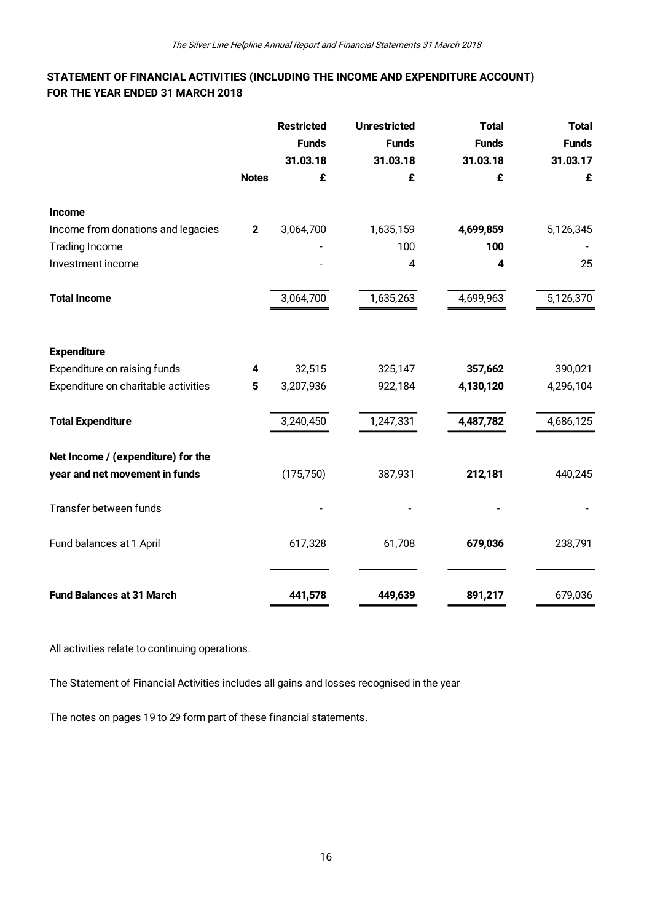## STATEMENT OF FINANCIAL ACTIVITIES (INCLUDING THE INCOME AND EXPENDITURE ACCOUNT) FOR THE YEAR ENDED 31 MARCH 2018

| | Notes | Restricted Funds 31.03.18 £ | Unrestricted Funds 31.03.18 £ | Total Funds 31.03.18 £ | Total Funds 31.03.17 £ |
|---|---|---|---|---|---|
| **Income** | | | | | |
| Income from donations and legacies | **2** | 3,064,700 | 1,635,159 | **4,699,859** | 5,126,345 |
| Trading Income | | - | 100 | **100** | - |
| Investment income | | - | 4 | **4** | 25 |
| **Total Income** | | 3,064,700 | 1,635,263 | 4,699,963 | 5,126,370 |
| **Expenditure** | | | | | |
| Expenditure on raising funds | **4** | 32,515 | 325,147 | **357,662** | 390,021 |
| Expenditure on charitable activities | **5** | 3,207,936 | 922,184 | **4,130,120** | 4,296,104 |
| **Total Expenditure** | | 3,240,450 | 1,247,331 | **4,487,782** | 4,686,125 |
| **Net Income / (expenditure) for the year and net movement in funds** | | (175,750) | 387,931 | **212,181** | 440,245 |
| Transfer between funds | | - | - | - | - |
| Fund balances at 1 April | | 617,328 | 61,708 | **679,036** | 238,791 |
| **Fund Balances at 31 March** | | **441,578** | **449,639** | **891,217** | 679,036 |

All activities relate to continuing operations.

The Statement of Financial Activities includes all gains and losses recognised in the year

The notes on pages 19 to 29 form part of these financial statements.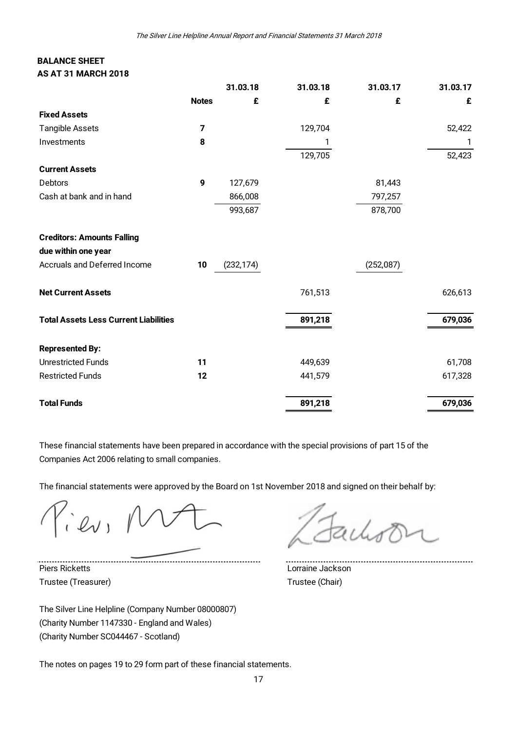**BALANCE SHEET**
**AS AT 31 MARCH 2018**

| | Notes | 31.03.18 £ | 31.03.18 £ | 31.03.17 £ | 31.03.17 £ |
|---|---|---|---|---|---|
| **Fixed Assets** | | | | | |
| Tangible Assets | 7 | | 129,704 | | 52,422 |
| Investments | 8 | | 1 | | 1 |
| | | | 129,705 | | 52,423 |
| **Current Assets** | | | | | |
| Debtors | 9 | 127,679 | | 81,443 | |
| Cash at bank and in hand | | 866,008 | | 797,257 | |
| | | 993,687 | | 878,700 | |
| **Creditors: Amounts Falling due within one year** | | | | | |
| Accruals and Deferred Income | 10 | (232,174) | | (252,087) | |
| **Net Current Assets** | | | 761,513 | | 626,613 |
| **Total Assets Less Current Liabilities** | | | 891,218 | | 679,036 |
| **Represented By:** | | | | | |
| Unrestricted Funds | 11 | | 449,639 | | 61,708 |
| Restricted Funds | 12 | | 441,579 | | 617,328 |
| **Total Funds** | | | 891,218 | | 679,036 |

These financial statements have been prepared in accordance with the special provisions of part 15 of the Companies Act 2006 relating to small companies.

The financial statements were approved by the Board on 1st November 2018 and signed on their behalf by:

Piers Ricketts
Trustee (Treasurer)

Lorraine Jackson
Trustee (Chair)

The Silver Line Helpline (Company Number 08000807)
(Charity Number 1147330 - England and Wales)
(Charity Number SC044467 - Scotland)

The notes on pages 19 to 29 form part of these financial statements.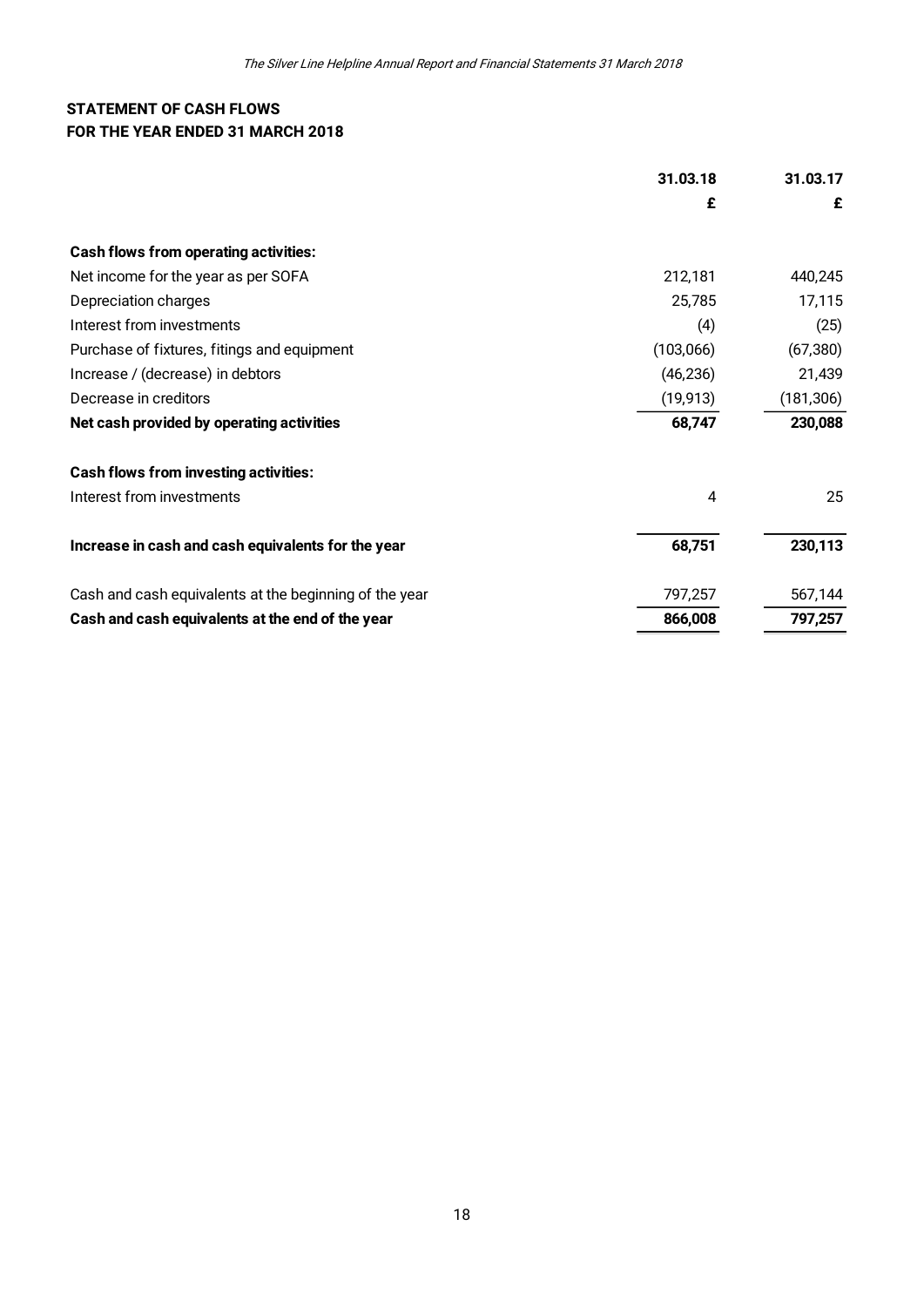## STATEMENT OF CASH FLOWS
## FOR THE YEAR ENDED 31 MARCH 2018

| | 31.03.18 | 31.03.17 |
|---|---|---|
| | £ | £ |
| **Cash flows from operating activities:** | | |
| Net income for the year as per SOFA | 212,181 | 440,245 |
| Depreciation charges | 25,785 | 17,115 |
| Interest from investments | (4) | (25) |
| Purchase of fixtures, fitings and equipment | (103,066) | (67,380) |
| Increase / (decrease) in debtors | (46,236) | 21,439 |
| Decrease in creditors | (19,913) | (181,306) |
| **Net cash provided by operating activities** | **68,747** | **230,088** |
| **Cash flows from investing activities:** | | |
| Interest from investments | 4 | 25 |
| **Increase in cash and cash equivalents for the year** | **68,751** | **230,113** |
| Cash and cash equivalents at the beginning of the year | 797,257 | 567,144 |
| **Cash and cash equivalents at the end of the year** | **866,008** | **797,257** |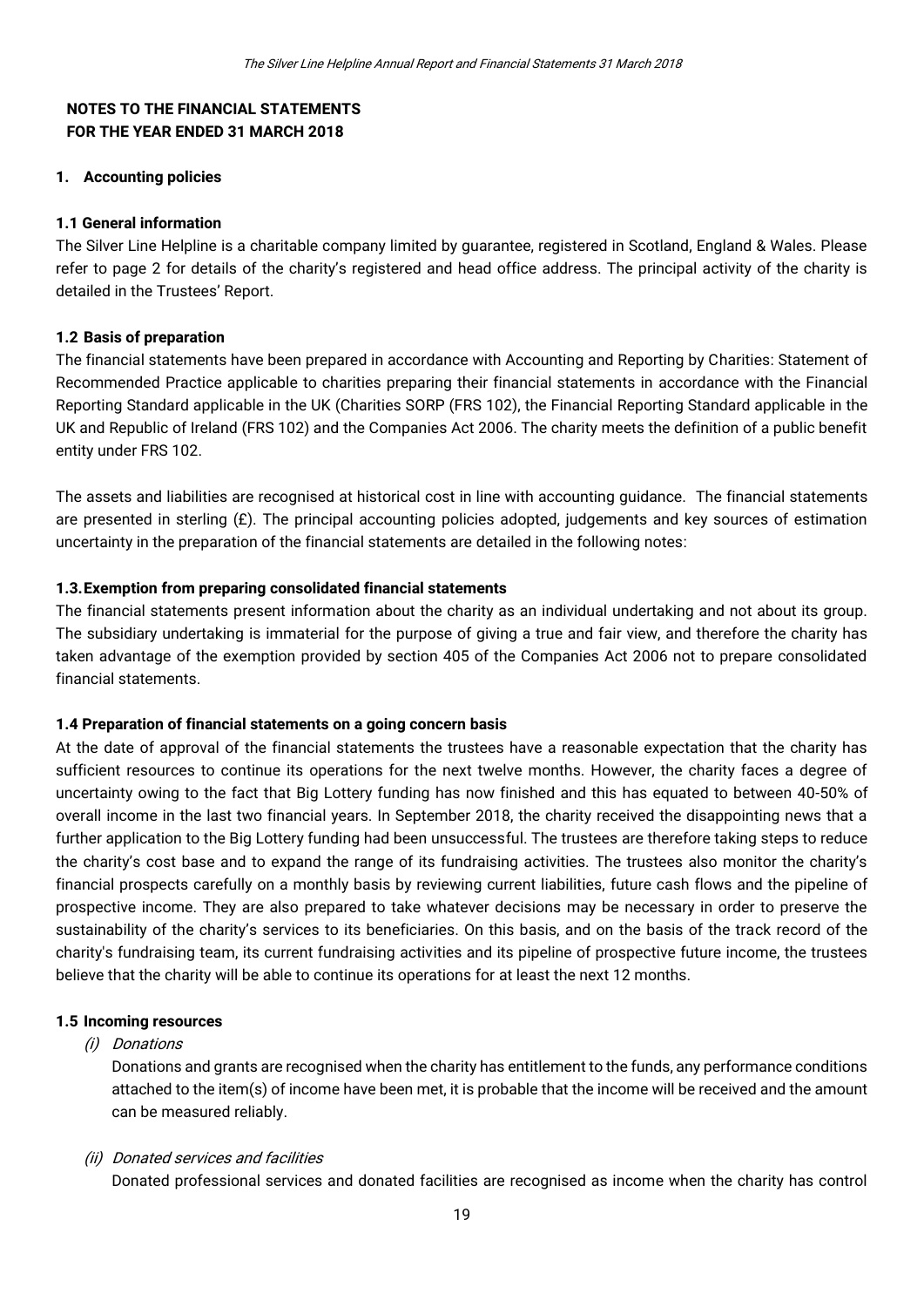## NOTES TO THE FINANCIAL STATEMENTS
## FOR THE YEAR ENDED 31 MARCH 2018

### 1. Accounting policies

#### 1.1 General information

The Silver Line Helpline is a charitable company limited by guarantee, registered in Scotland, England & Wales. Please refer to page 2 for details of the charity's registered and head office address. The principal activity of the charity is detailed in the Trustees' Report.

#### 1.2 Basis of preparation

The financial statements have been prepared in accordance with Accounting and Reporting by Charities: Statement of Recommended Practice applicable to charities preparing their financial statements in accordance with the Financial Reporting Standard applicable in the UK (Charities SORP (FRS 102), the Financial Reporting Standard applicable in the UK and Republic of Ireland (FRS 102) and the Companies Act 2006. The charity meets the definition of a public benefit entity under FRS 102.

The assets and liabilities are recognised at historical cost in line with accounting guidance. The financial statements are presented in sterling (£). The principal accounting policies adopted, judgements and key sources of estimation uncertainty in the preparation of the financial statements are detailed in the following notes:

#### 1.3. Exemption from preparing consolidated financial statements

The financial statements present information about the charity as an individual undertaking and not about its group. The subsidiary undertaking is immaterial for the purpose of giving a true and fair view, and therefore the charity has taken advantage of the exemption provided by section 405 of the Companies Act 2006 not to prepare consolidated financial statements.

#### 1.4 Preparation of financial statements on a going concern basis

At the date of approval of the financial statements the trustees have a reasonable expectation that the charity has sufficient resources to continue its operations for the next twelve months. However, the charity faces a degree of uncertainty owing to the fact that Big Lottery funding has now finished and this has equated to between 40-50% of overall income in the last two financial years. In September 2018, the charity received the disappointing news that a further application to the Big Lottery funding had been unsuccessful. The trustees are therefore taking steps to reduce the charity's cost base and to expand the range of its fundraising activities. The trustees also monitor the charity's financial prospects carefully on a monthly basis by reviewing current liabilities, future cash flows and the pipeline of prospective income. They are also prepared to take whatever decisions may be necessary in order to preserve the sustainability of the charity's services to its beneficiaries. On this basis, and on the basis of the track record of the charity's fundraising team, its current fundraising activities and its pipeline of prospective future income, the trustees believe that the charity will be able to continue its operations for at least the next 12 months.

#### 1.5 Incoming resources

*(i) Donations*

Donations and grants are recognised when the charity has entitlement to the funds, any performance conditions attached to the item(s) of income have been met, it is probable that the income will be received and the amount can be measured reliably.

*(ii) Donated services and facilities*

Donated professional services and donated facilities are recognised as income when the charity has control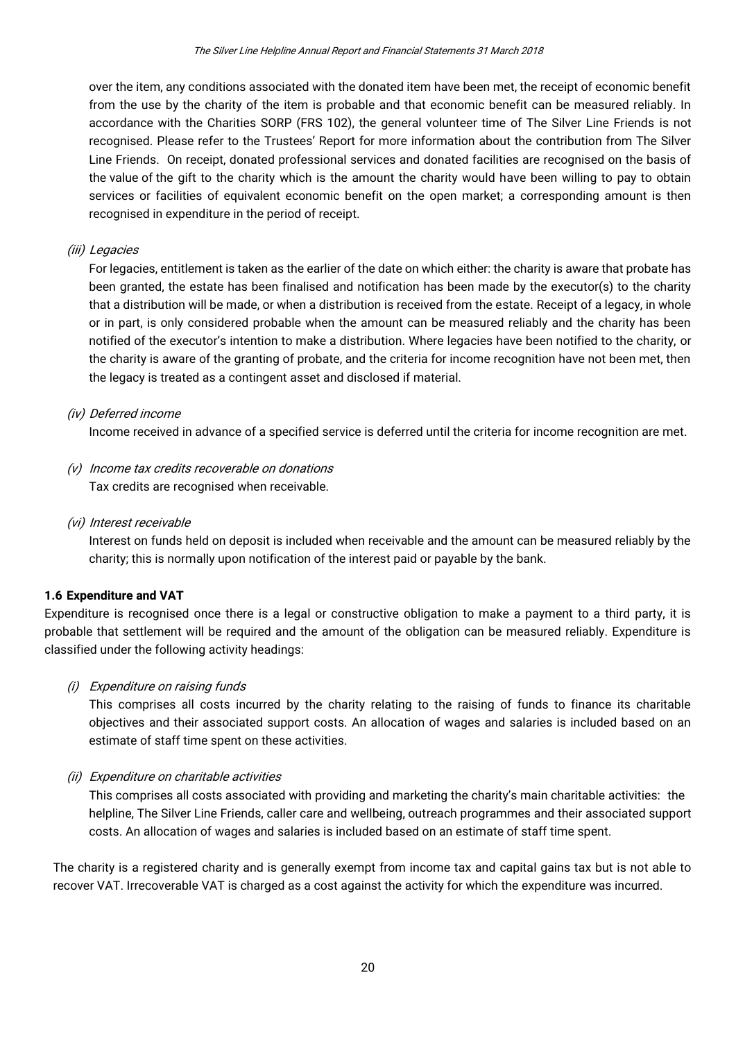over the item, any conditions associated with the donated item have been met, the receipt of economic benefit from the use by the charity of the item is probable and that economic benefit can be measured reliably. In accordance with the Charities SORP (FRS 102), the general volunteer time of The Silver Line Friends is not recognised. Please refer to the Trustees' Report for more information about the contribution from The Silver Line Friends. On receipt, donated professional services and donated facilities are recognised on the basis of the value of the gift to the charity which is the amount the charity would have been willing to pay to obtain services or facilities of equivalent economic benefit on the open market; a corresponding amount is then recognised in expenditure in the period of receipt.

*(iii) Legacies*

For legacies, entitlement is taken as the earlier of the date on which either: the charity is aware that probate has been granted, the estate has been finalised and notification has been made by the executor(s) to the charity that a distribution will be made, or when a distribution is received from the estate. Receipt of a legacy, in whole or in part, is only considered probable when the amount can be measured reliably and the charity has been notified of the executor's intention to make a distribution. Where legacies have been notified to the charity, or the charity is aware of the granting of probate, and the criteria for income recognition have not been met, then the legacy is treated as a contingent asset and disclosed if material.

*(iv) Deferred income*

Income received in advance of a specified service is deferred until the criteria for income recognition are met.

*(v) Income tax credits recoverable on donations*

Tax credits are recognised when receivable.

*(vi) Interest receivable*

Interest on funds held on deposit is included when receivable and the amount can be measured reliably by the charity; this is normally upon notification of the interest paid or payable by the bank.

**1.6 Expenditure and VAT**

Expenditure is recognised once there is a legal or constructive obligation to make a payment to a third party, it is probable that settlement will be required and the amount of the obligation can be measured reliably. Expenditure is classified under the following activity headings:

*(i) Expenditure on raising funds*

This comprises all costs incurred by the charity relating to the raising of funds to finance its charitable objectives and their associated support costs. An allocation of wages and salaries is included based on an estimate of staff time spent on these activities.

*(ii) Expenditure on charitable activities*

This comprises all costs associated with providing and marketing the charity's main charitable activities: the helpline, The Silver Line Friends, caller care and wellbeing, outreach programmes and their associated support costs. An allocation of wages and salaries is included based on an estimate of staff time spent.

The charity is a registered charity and is generally exempt from income tax and capital gains tax but is not able to recover VAT. Irrecoverable VAT is charged as a cost against the activity for which the expenditure was incurred.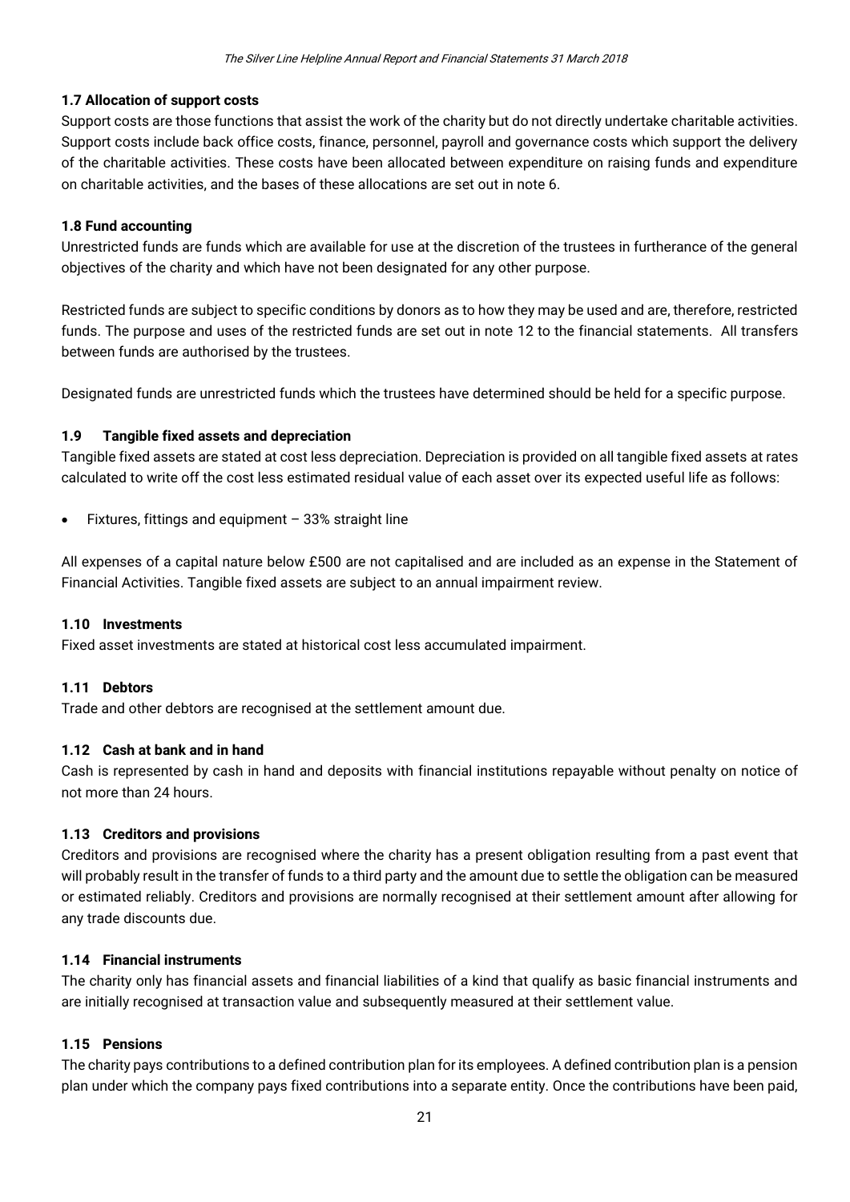### 1.7 Allocation of support costs

Support costs are those functions that assist the work of the charity but do not directly undertake charitable activities. Support costs include back office costs, finance, personnel, payroll and governance costs which support the delivery of the charitable activities. These costs have been allocated between expenditure on raising funds and expenditure on charitable activities, and the bases of these allocations are set out in note 6.

### 1.8 Fund accounting

Unrestricted funds are funds which are available for use at the discretion of the trustees in furtherance of the general objectives of the charity and which have not been designated for any other purpose.

Restricted funds are subject to specific conditions by donors as to how they may be used and are, therefore, restricted funds. The purpose and uses of the restricted funds are set out in note 12 to the financial statements. All transfers between funds are authorised by the trustees.

Designated funds are unrestricted funds which the trustees have determined should be held for a specific purpose.

### 1.9 Tangible fixed assets and depreciation

Tangible fixed assets are stated at cost less depreciation. Depreciation is provided on all tangible fixed assets at rates calculated to write off the cost less estimated residual value of each asset over its expected useful life as follows:

- Fixtures, fittings and equipment – 33% straight line

All expenses of a capital nature below £500 are not capitalised and are included as an expense in the Statement of Financial Activities. Tangible fixed assets are subject to an annual impairment review.

### 1.10 Investments

Fixed asset investments are stated at historical cost less accumulated impairment.

### 1.11 Debtors

Trade and other debtors are recognised at the settlement amount due.

### 1.12 Cash at bank and in hand

Cash is represented by cash in hand and deposits with financial institutions repayable without penalty on notice of not more than 24 hours.

### 1.13 Creditors and provisions

Creditors and provisions are recognised where the charity has a present obligation resulting from a past event that will probably result in the transfer of funds to a third party and the amount due to settle the obligation can be measured or estimated reliably. Creditors and provisions are normally recognised at their settlement amount after allowing for any trade discounts due.

### 1.14 Financial instruments

The charity only has financial assets and financial liabilities of a kind that qualify as basic financial instruments and are initially recognised at transaction value and subsequently measured at their settlement value.

### 1.15 Pensions

The charity pays contributions to a defined contribution plan for its employees. A defined contribution plan is a pension plan under which the company pays fixed contributions into a separate entity. Once the contributions have been paid,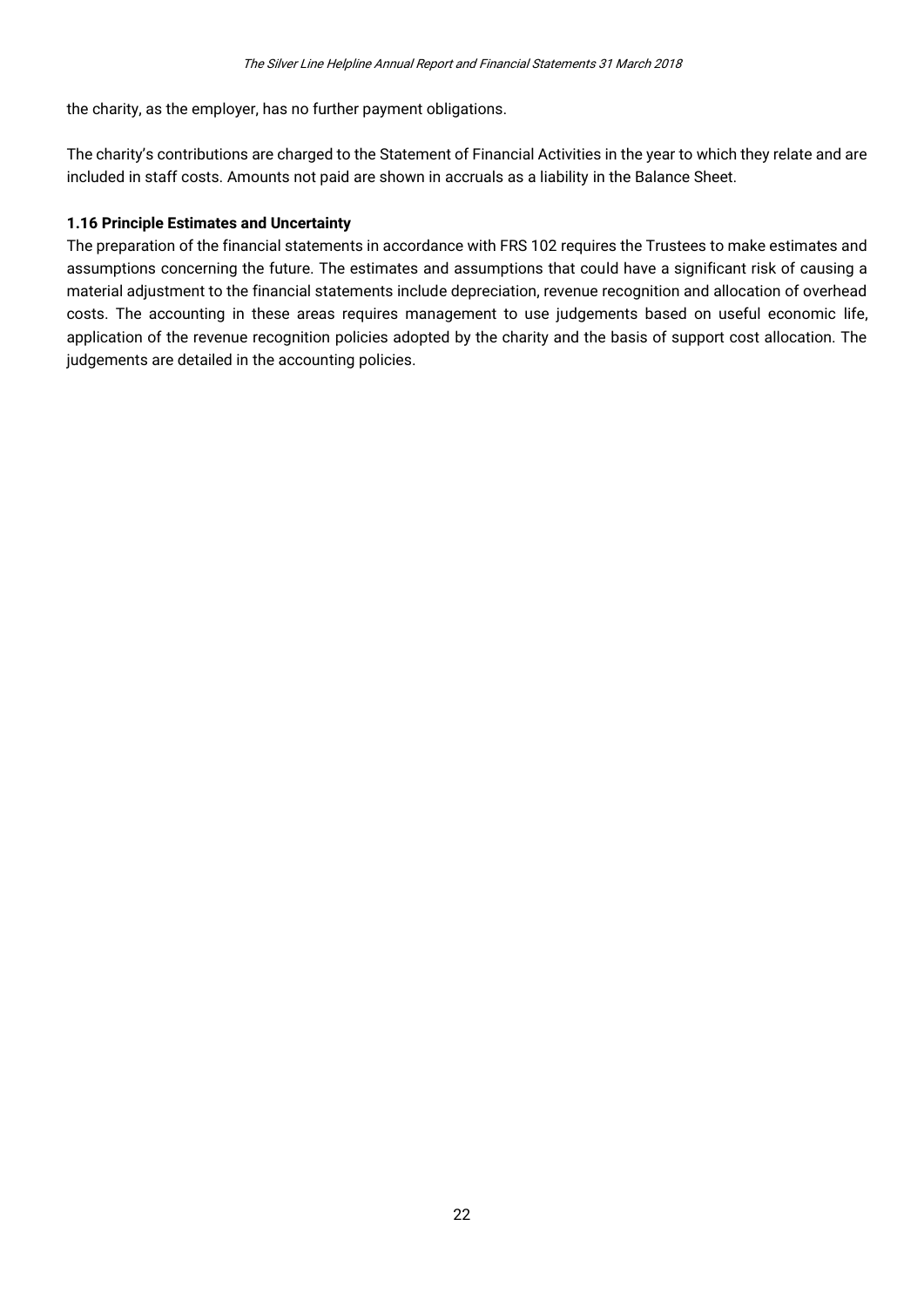the charity, as the employer, has no further payment obligations.

The charity's contributions are charged to the Statement of Financial Activities in the year to which they relate and are included in staff costs. Amounts not paid are shown in accruals as a liability in the Balance Sheet.

### 1.16 Principle Estimates and Uncertainty

The preparation of the financial statements in accordance with FRS 102 requires the Trustees to make estimates and assumptions concerning the future. The estimates and assumptions that could have a significant risk of causing a material adjustment to the financial statements include depreciation, revenue recognition and allocation of overhead costs. The accounting in these areas requires management to use judgements based on useful economic life, application of the revenue recognition policies adopted by the charity and the basis of support cost allocation. The judgements are detailed in the accounting policies.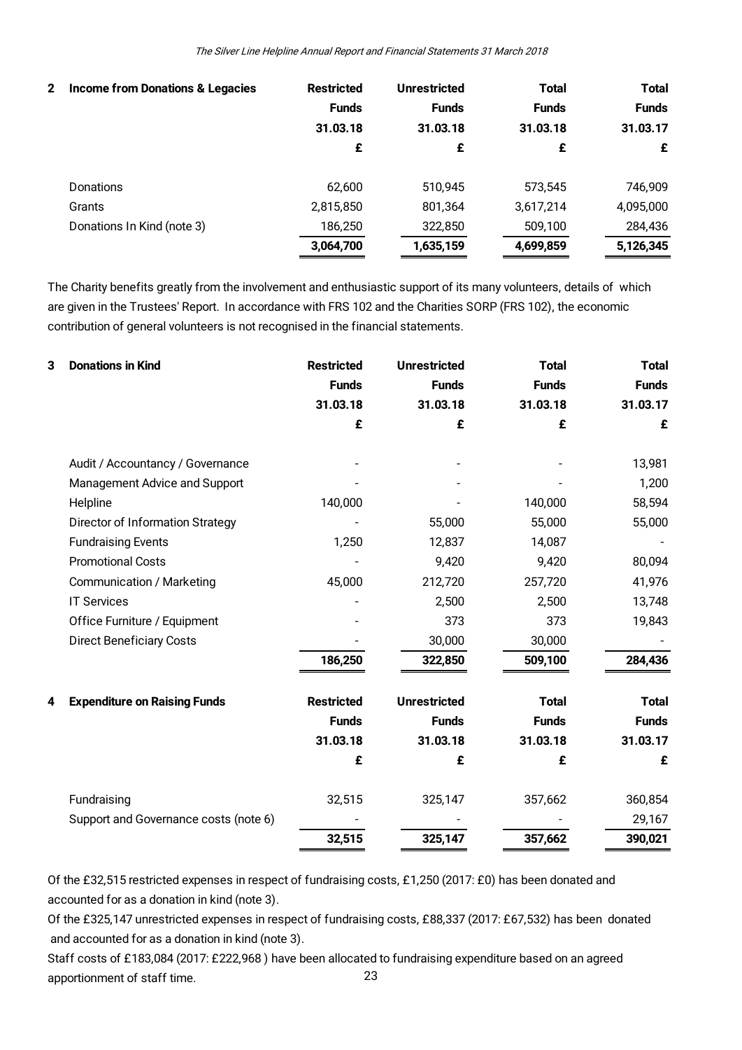## 2 Income from Donations & Legacies

| | Restricted Funds 31.03.18 £ | Unrestricted Funds 31.03.18 £ | Total Funds 31.03.18 £ | Total Funds 31.03.17 £ |
|---|---|---|---|---|
| Donations | 62,600 | 510,945 | 573,545 | 746,909 |
| Grants | 2,815,850 | 801,364 | 3,617,214 | 4,095,000 |
| Donations In Kind (note 3) | 186,250 | 322,850 | 509,100 | 284,436 |
| | **3,064,700** | **1,635,159** | **4,699,859** | **5,126,345** |

The Charity benefits greatly from the involvement and enthusiastic support of its many volunteers, details of which are given in the Trustees' Report. In accordance with FRS 102 and the Charities SORP (FRS 102), the economic contribution of general volunteers is not recognised in the financial statements.

## 3 Donations in Kind

| | Restricted Funds 31.03.18 £ | Unrestricted Funds 31.03.18 £ | Total Funds 31.03.18 £ | Total Funds 31.03.17 £ |
|---|---|---|---|---|
| Audit / Accountancy / Governance | - | - | - | 13,981 |
| Management Advice and Support | - | - | - | 1,200 |
| Helpline | 140,000 | - | 140,000 | 58,594 |
| Director of Information Strategy | - | 55,000 | 55,000 | 55,000 |
| Fundraising Events | 1,250 | 12,837 | 14,087 | - |
| Promotional Costs | - | 9,420 | 9,420 | 80,094 |
| Communication / Marketing | 45,000 | 212,720 | 257,720 | 41,976 |
| IT Services | - | 2,500 | 2,500 | 13,748 |
| Office Furniture / Equipment | - | 373 | 373 | 19,843 |
| Direct Beneficiary Costs | - | 30,000 | 30,000 | - |
| | **186,250** | **322,850** | **509,100** | **284,436** |

## 4 Expenditure on Raising Funds

| | Restricted Funds 31.03.18 £ | Unrestricted Funds 31.03.18 £ | Total Funds 31.03.18 £ | Total Funds 31.03.17 £ |
|---|---|---|---|---|
| Fundraising | 32,515 | 325,147 | 357,662 | 360,854 |
| Support and Governance costs (note 6) | - | - | - | 29,167 |
| | **32,515** | **325,147** | **357,662** | **390,021** |

Of the £32,515 restricted expenses in respect of fundraising costs, £1,250 (2017: £0) has been donated and accounted for as a donation in kind (note 3).

Of the £325,147 unrestricted expenses in respect of fundraising costs, £88,337 (2017: £67,532) has been donated and accounted for as a donation in kind (note 3).

Staff costs of £183,084 (2017: £222,968 ) have been allocated to fundraising expenditure based on an agreed apportionment of staff time.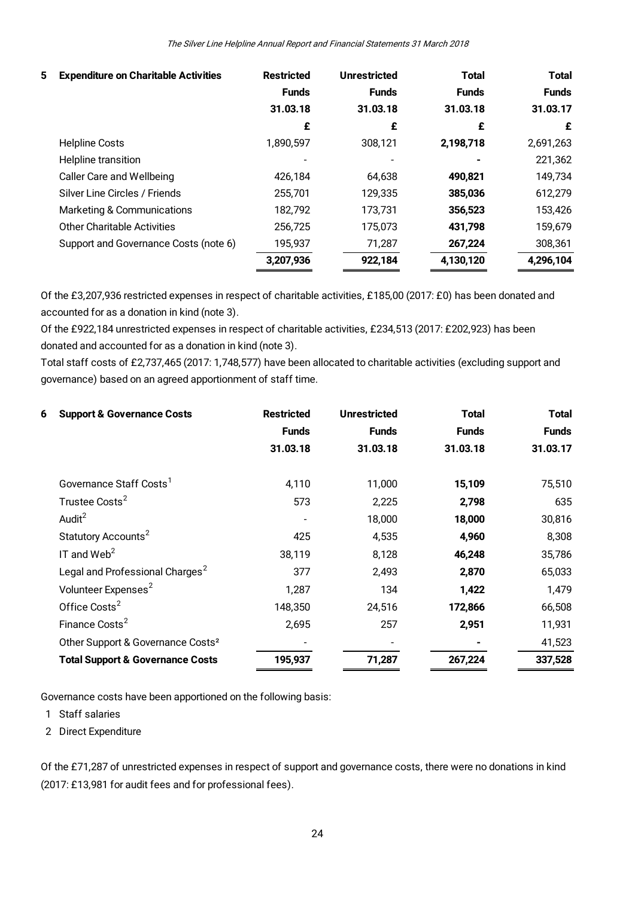## 5 Expenditure on Charitable Activities

| | Restricted Funds 31.03.18 | Unrestricted Funds 31.03.18 | Total Funds 31.03.18 | Total Funds 31.03.17 |
|---|---|---|---|---|
| | £ | £ | £ | £ |
| Helpline Costs | 1,890,597 | 308,121 | **2,198,718** | 2,691,263 |
| Helpline transition | - | - | **-** | 221,362 |
| Caller Care and Wellbeing | 426,184 | 64,638 | **490,821** | 149,734 |
| Silver Line Circles / Friends | 255,701 | 129,335 | **385,036** | 612,279 |
| Marketing & Communications | 182,792 | 173,731 | **356,523** | 153,426 |
| Other Charitable Activities | 256,725 | 175,073 | **431,798** | 159,679 |
| Support and Governance Costs (note 6) | 195,937 | 71,287 | **267,224** | 308,361 |
| | **3,207,936** | **922,184** | **4,130,120** | **4,296,104** |

Of the £3,207,936 restricted expenses in respect of charitable activities, £185,00 (2017: £0) has been donated and accounted for as a donation in kind (note 3).

Of the £922,184 unrestricted expenses in respect of charitable activities, £234,513 (2017: £202,923) has been donated and accounted for as a donation in kind (note 3).

Total staff costs of £2,737,465 (2017: 1,748,577) have been allocated to charitable activities (excluding support and governance) based on an agreed apportionment of staff time.

## 6 Support & Governance Costs

| | Restricted Funds 31.03.18 | Unrestricted Funds 31.03.18 | Total Funds 31.03.18 | Total Funds 31.03.17 |
|---|---|---|---|---|
| Governance Staff Costs[1] | 4,110 | 11,000 | **15,109** | 75,510 |
| Trustee Costs[2] | 573 | 2,225 | **2,798** | 635 |
| Audit[2] | - | 18,000 | **18,000** | 30,816 |
| Statutory Accounts[2] | 425 | 4,535 | **4,960** | 8,308 |
| IT and Web[2] | 38,119 | 8,128 | **46,248** | 35,786 |
| Legal and Professional Charges[2] | 377 | 2,493 | **2,870** | 65,033 |
| Volunteer Expenses[2] | 1,287 | 134 | **1,422** | 1,479 |
| Office Costs[2] | 148,350 | 24,516 | **172,866** | 66,508 |
| Finance Costs[2] | 2,695 | 257 | **2,951** | 11,931 |
| Other Support & Governance Costs[2] | - | - | **-** | 41,523 |
| **Total Support & Governance Costs** | **195,937** | **71,287** | **267,224** | **337,528** |

Governance costs have been apportioned on the following basis:

1 Staff salaries
2 Direct Expenditure

Of the £71,287 of unrestricted expenses in respect of support and governance costs, there were no donations in kind (2017: £13,981 for audit fees and for professional fees).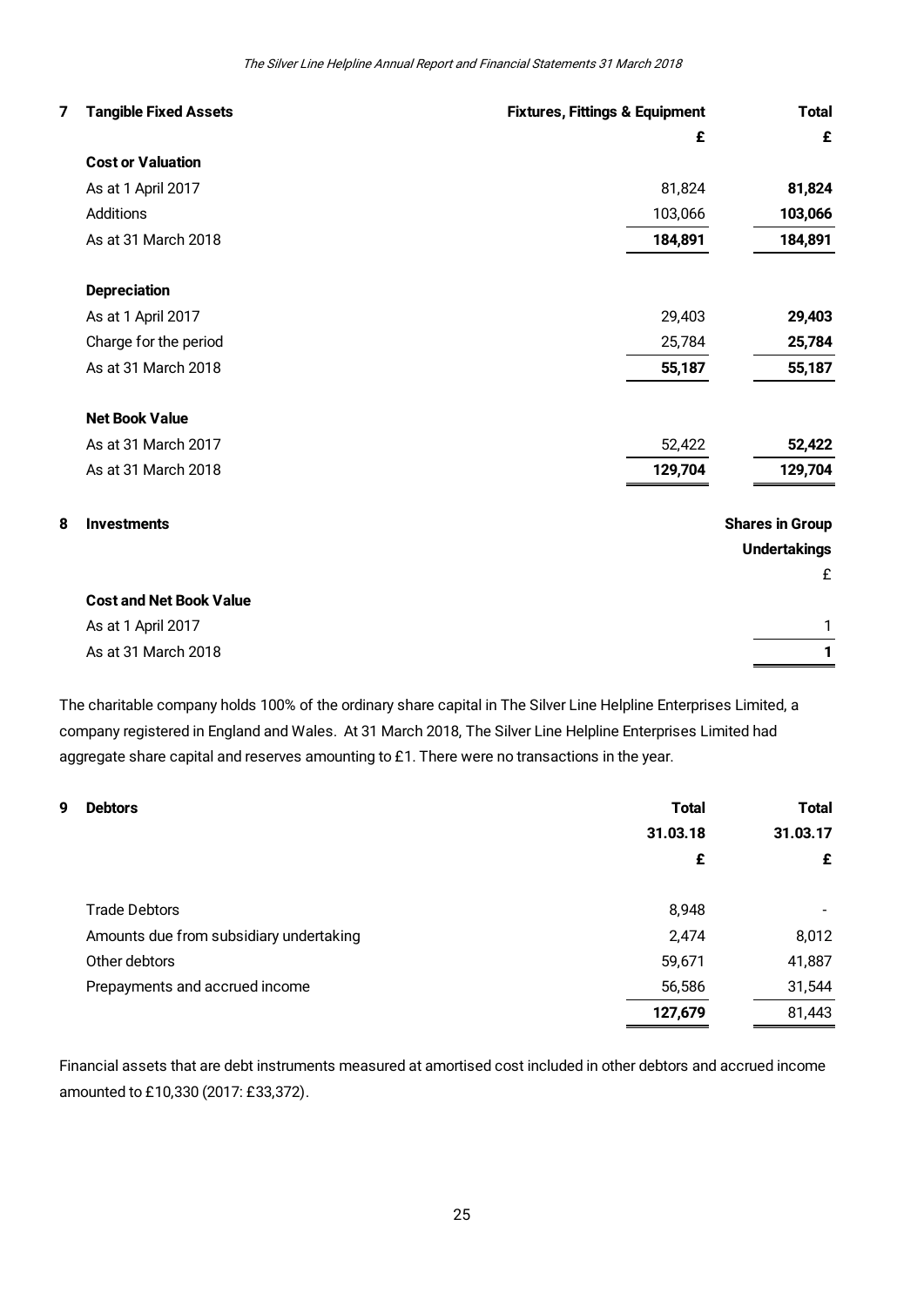## 7 Tangible Fixed Assets

| | Fixtures, Fittings & Equipment | Total |
|---|---|---|
| | £ | £ |
| **Cost or Valuation** | | |
| As at 1 April 2017 | 81,824 | **81,824** |
| Additions | 103,066 | **103,066** |
| As at 31 March 2018 | **184,891** | **184,891** |
| **Depreciation** | | |
| As at 1 April 2017 | 29,403 | **29,403** |
| Charge for the period | 25,784 | **25,784** |
| As at 31 March 2018 | **55,187** | **55,187** |
| **Net Book Value** | | |
| As at 31 March 2017 | 52,422 | **52,422** |
| As at 31 March 2018 | **129,704** | **129,704** |

## 8 Investments

| | Shares in Group Undertakings |
|---|---|
| | £ |
| **Cost and Net Book Value** | |
| As at 1 April 2017 | 1 |
| As at 31 March 2018 | **1** |

The charitable company holds 100% of the ordinary share capital in The Silver Line Helpline Enterprises Limited, a company registered in England and Wales. At 31 March 2018, The Silver Line Helpline Enterprises Limited had aggregate share capital and reserves amounting to £1. There were no transactions in the year.

## 9 Debtors

| | Total 31.03.18 | Total 31.03.17 |
|---|---|---|
| | £ | £ |
| Trade Debtors | 8,948 | - |
| Amounts due from subsidiary undertaking | 2,474 | 8,012 |
| Other debtors | 59,671 | 41,887 |
| Prepayments and accrued income | 56,586 | 31,544 |
| | **127,679** | 81,443 |

Financial assets that are debt instruments measured at amortised cost included in other debtors and accrued income amounted to £10,330 (2017: £33,372).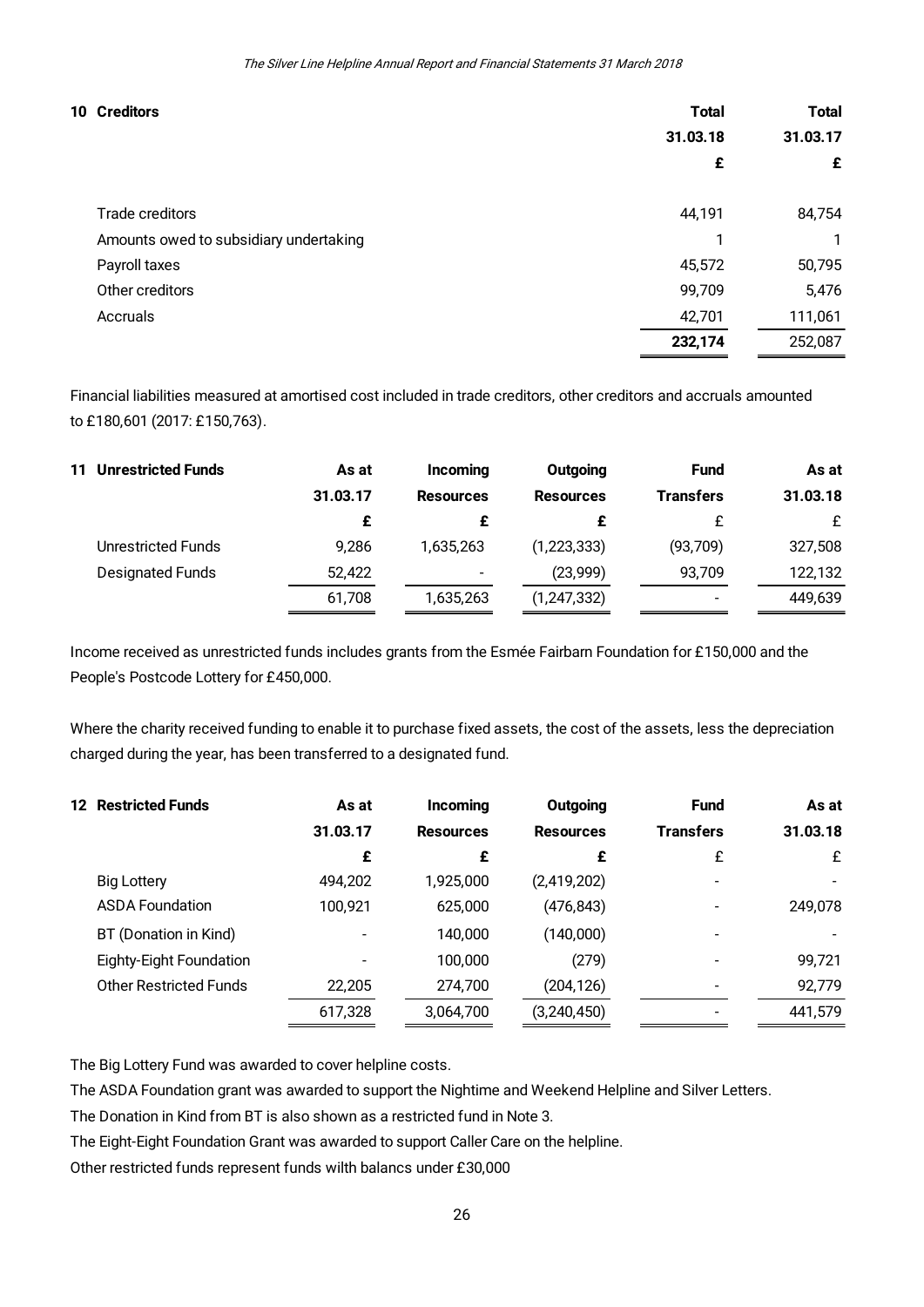## 10 Creditors

| | Total 31.03.18 £ | Total 31.03.17 £ |
|---|---|---|
| Trade creditors | 44,191 | 84,754 |
| Amounts owed to subsidiary undertaking | 1 | 1 |
| Payroll taxes | 45,572 | 50,795 |
| Other creditors | 99,709 | 5,476 |
| Accruals | 42,701 | 111,061 |
| | **232,174** | 252,087 |

Financial liabilities measured at amortised cost included in trade creditors, other creditors and accruals amounted to £180,601 (2017: £150,763).

## 11 Unrestricted Funds

| | As at 31.03.17 £ | Incoming Resources £ | Outgoing Resources £ | Fund Transfers £ | As at 31.03.18 £ |
|---|---|---|---|---|---|
| Unrestricted Funds | 9,286 | 1,635,263 | (1,223,333) | (93,709) | 327,508 |
| Designated Funds | 52,422 | - | (23,999) | 93,709 | 122,132 |
| | 61,708 | 1,635,263 | (1,247,332) | - | 449,639 |

Income received as unrestricted funds includes grants from the Esmée Fairbarn Foundation for £150,000 and the People's Postcode Lottery for £450,000.

Where the charity received funding to enable it to purchase fixed assets, the cost of the assets, less the depreciation charged during the year, has been transferred to a designated fund.

## 12 Restricted Funds

| | As at 31.03.17 £ | Incoming Resources £ | Outgoing Resources £ | Fund Transfers £ | As at 31.03.18 £ |
|---|---|---|---|---|---|
| Big Lottery | 494,202 | 1,925,000 | (2,419,202) | - | - |
| ASDA Foundation | 100,921 | 625,000 | (476,843) | - | 249,078 |
| BT (Donation in Kind) | - | 140,000 | (140,000) | - | - |
| Eighty-Eight Foundation | - | 100,000 | (279) | - | 99,721 |
| Other Restricted Funds | 22,205 | 274,700 | (204,126) | - | 92,779 |
| | 617,328 | 3,064,700 | (3,240,450) | - | 441,579 |

The Big Lottery Fund was awarded to cover helpline costs.

The ASDA Foundation grant was awarded to support the Nightime and Weekend Helpline and Silver Letters.

The Donation in Kind from BT is also shown as a restricted fund in Note 3.

The Eight-Eight Foundation Grant was awarded to support Caller Care on the helpline.

Other restricted funds represent funds wilth balancs under £30,000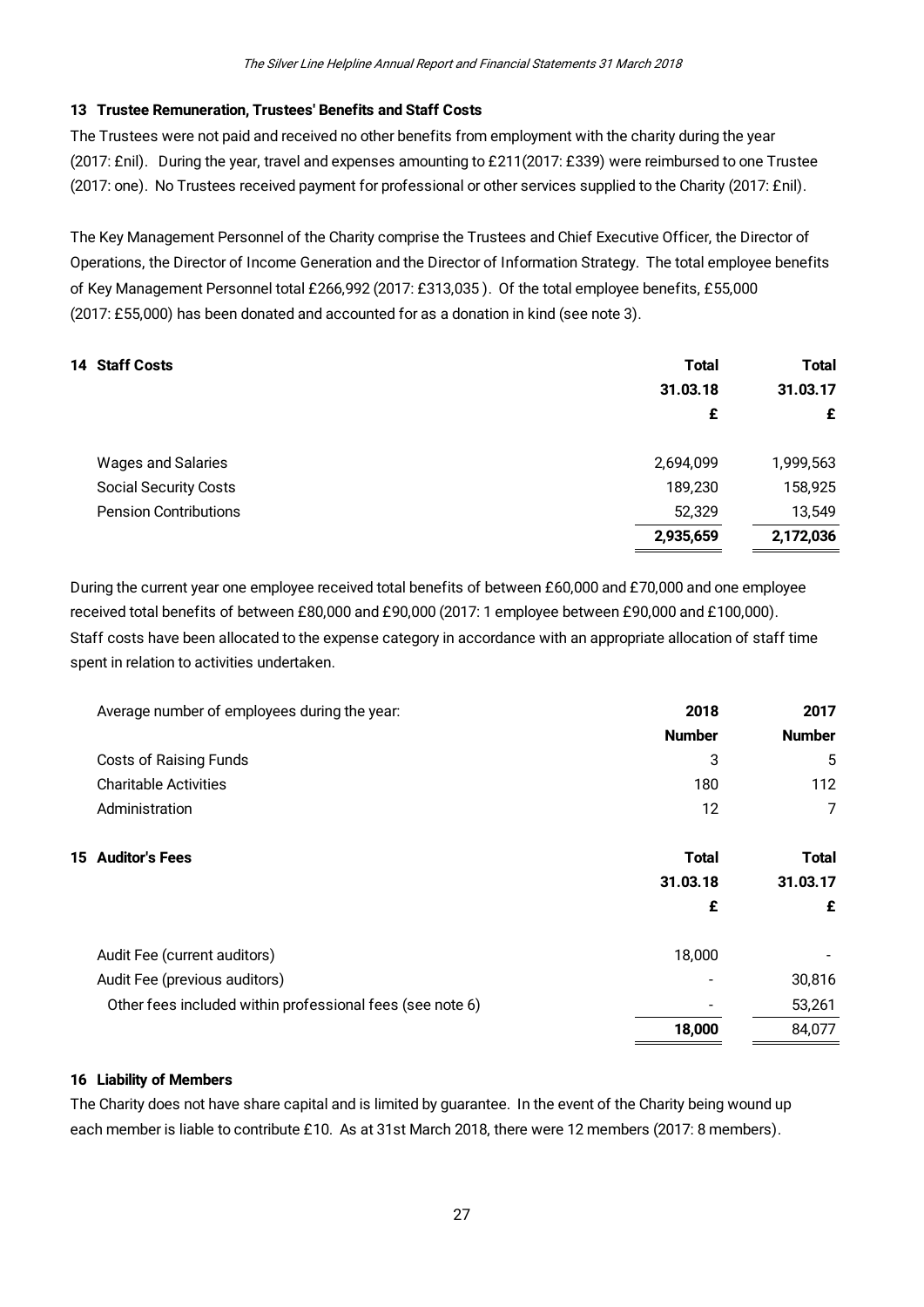## 13 Trustee Remuneration, Trustees' Benefits and Staff Costs

The Trustees were not paid and received no other benefits from employment with the charity during the year (2017: £nil). During the year, travel and expenses amounting to £211(2017: £339) were reimbursed to one Trustee (2017: one). No Trustees received payment for professional or other services supplied to the Charity (2017: £nil).

The Key Management Personnel of the Charity comprise the Trustees and Chief Executive Officer, the Director of Operations, the Director of Income Generation and the Director of Information Strategy. The total employee benefits of Key Management Personnel total £266,992 (2017: £313,035 ). Of the total employee benefits, £55,000 (2017: £55,000) has been donated and accounted for as a donation in kind (see note 3).

## 14 Staff Costs

| | Total 31.03.18 £ | Total 31.03.17 £ |
|---|---|---|
| Wages and Salaries | 2,694,099 | 1,999,563 |
| Social Security Costs | 189,230 | 158,925 |
| Pension Contributions | 52,329 | 13,549 |
| | **2,935,659** | **2,172,036** |

During the current year one employee received total benefits of between £60,000 and £70,000 and one employee received total benefits of between £80,000 and £90,000 (2017: 1 employee between £90,000 and £100,000). Staff costs have been allocated to the expense category in accordance with an appropriate allocation of staff time spent in relation to activities undertaken.

| Average number of employees during the year: | 2018 Number | 2017 Number |
|---|---|---|
| Costs of Raising Funds | 3 | 5 |
| Charitable Activities | 180 | 112 |
| Administration | 12 | 7 |

## 15 Auditor's Fees

| | Total 31.03.18 £ | Total 31.03.17 £ |
|---|---|---|
| Audit Fee (current auditors) | 18,000 | - |
| Audit Fee (previous auditors) | - | 30,816 |
| Other fees included within professional fees (see note 6) | - | 53,261 |
| | **18,000** | 84,077 |

## 16 Liability of Members

The Charity does not have share capital and is limited by guarantee. In the event of the Charity being wound up each member is liable to contribute £10. As at 31st March 2018, there were 12 members (2017: 8 members).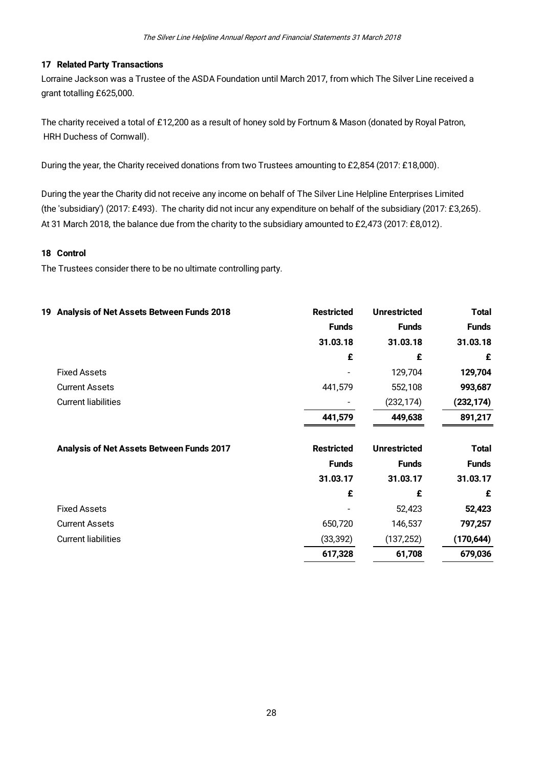## 17 Related Party Transactions

Lorraine Jackson was a Trustee of the ASDA Foundation until March 2017, from which The Silver Line received a grant totalling £625,000.

The charity received a total of £12,200 as a result of honey sold by Fortnum & Mason (donated by Royal Patron, HRH Duchess of Cornwall).

During the year, the Charity received donations from two Trustees amounting to £2,854 (2017: £18,000).

During the year the Charity did not receive any income on behalf of The Silver Line Helpline Enterprises Limited (the 'subsidiary') (2017: £493). The charity did not incur any expenditure on behalf of the subsidiary (2017: £3,265). At 31 March 2018, the balance due from the charity to the subsidiary amounted to £2,473 (2017: £8,012).

## 18 Control

The Trustees consider there to be no ultimate controlling party.

## 19 Analysis of Net Assets Between Funds 2018

| | Restricted Funds 31.03.18 | Unrestricted Funds 31.03.18 | Total Funds 31.03.18 |
|---|---|---|---|
| | £ | £ | £ |
| Fixed Assets | - | 129,704 | **129,704** |
| Current Assets | 441,579 | 552,108 | **993,687** |
| Current liabilities | - | (232,174) | **(232,174)** |
| | **441,579** | **449,638** | **891,217** |

**Analysis of Net Assets Between Funds 2017**

| | Restricted Funds 31.03.17 | Unrestricted Funds 31.03.17 | Total Funds 31.03.17 |
|---|---|---|---|
| | £ | £ | £ |
| Fixed Assets | - | 52,423 | **52,423** |
| Current Assets | 650,720 | 146,537 | **797,257** |
| Current liabilities | (33,392) | (137,252) | **(170,644)** |
| | **617,328** | **61,708** | **679,036** |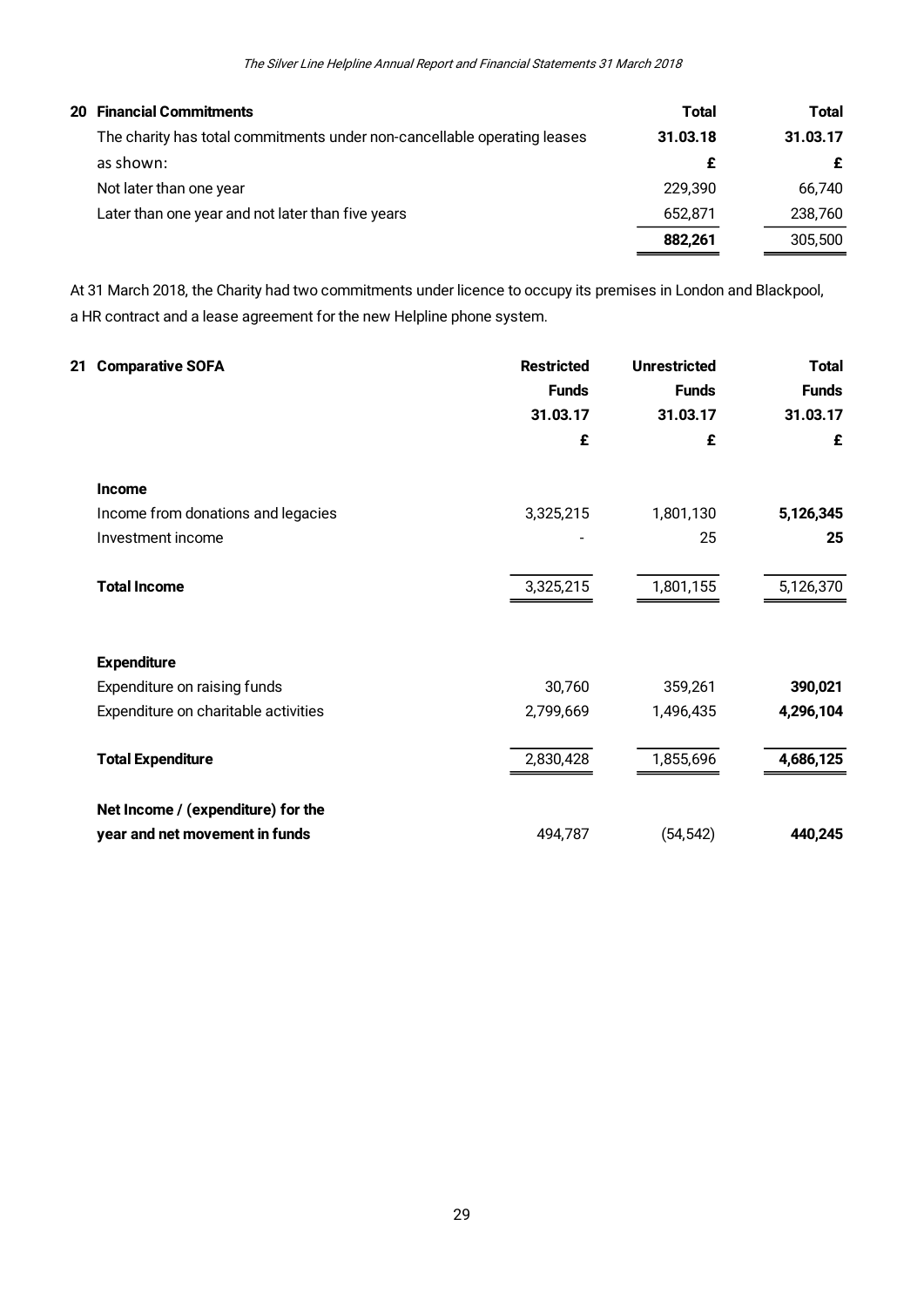## 20 Financial Commitments

| The charity has total commitments under non-cancellable operating leases as shown: | Total 31.03.18 £ | Total 31.03.17 £ |
|---|---|---|
| Not later than one year | 229,390 | 66,740 |
| Later than one year and not later than five years | 652,871 | 238,760 |
| | **882,261** | 305,500 |

At 31 March 2018, the Charity had two commitments under licence to occupy its premises in London and Blackpool, a HR contract and a lease agreement for the new Helpline phone system.

## 21 Comparative SOFA

| | Restricted Funds 31.03.17 £ | Unrestricted Funds 31.03.17 £ | Total Funds 31.03.17 £ |
|---|---|---|---|
| **Income** | | | |
| Income from donations and legacies | 3,325,215 | 1,801,130 | **5,126,345** |
| Investment income | - | 25 | **25** |
| **Total Income** | 3,325,215 | 1,801,155 | 5,126,370 |
| **Expenditure** | | | |
| Expenditure on raising funds | 30,760 | 359,261 | **390,021** |
| Expenditure on charitable activities | 2,799,669 | 1,496,435 | **4,296,104** |
| **Total Expenditure** | 2,830,428 | 1,855,696 | **4,686,125** |
| **Net Income / (expenditure) for the year and net movement in funds** | 494,787 | (54,542) | **440,245** |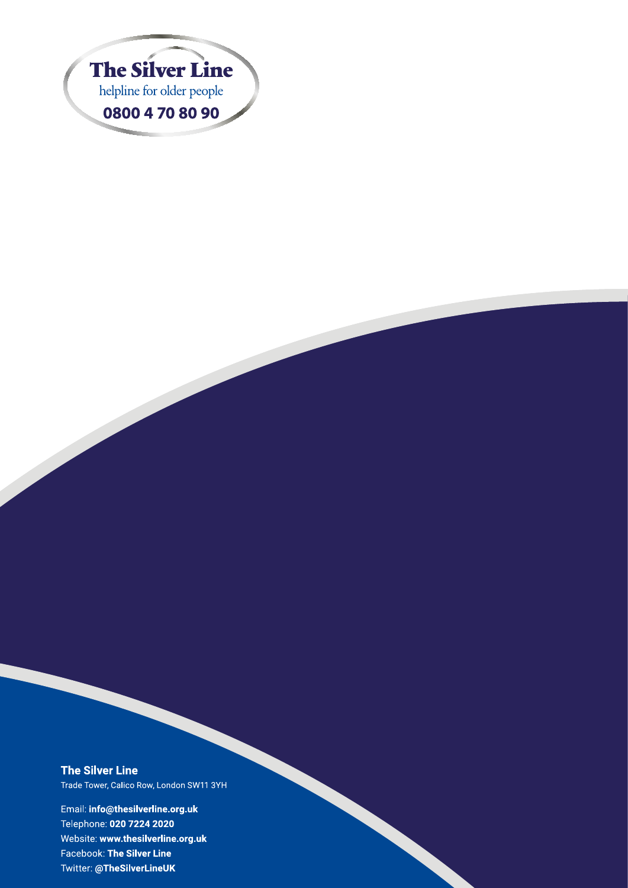The Silver Line

helpline for older people

0800 4 70 80 90

**The Silver Line**

Trade Tower, Calico Row, London SW11 3YH

Email: **info@thesilverline.org.uk**
Telephone: **020 7224 2020**
Website: **www.thesilverline.org.uk**
Facebook: **The Silver Line**
Twitter: **@TheSilverLineUK**